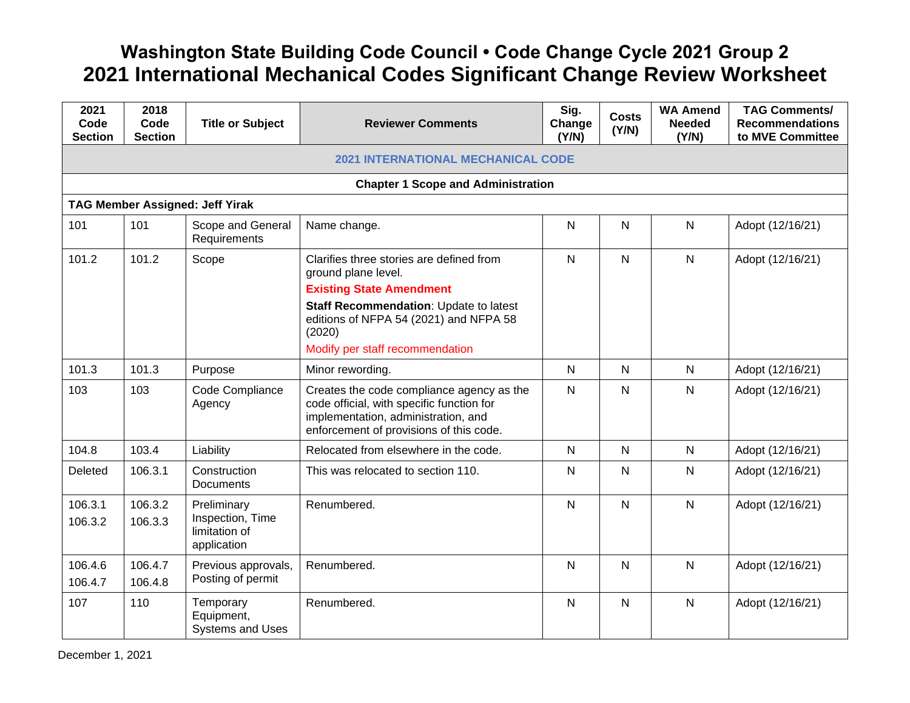# Washington State Building Code Council • Code Change Cycle 2021 Group 2
# 2021 International Mechanical Codes Significant Change Review Worksheet

| 2021 Code Section | 2018 Code Section | Title or Subject | Reviewer Comments | Sig. Change (Y/N) | Costs (Y/N) | WA Amend Needed (Y/N) | TAG Comments/ Recommendations to MVE Committee |
|---|---|---|---|---|---|---|---|
| **2021 INTERNATIONAL MECHANICAL CODE** | | | | | | | |
| **Chapter 1 Scope and Administration** | | | | | | | |
| **TAG Member Assigned: Jeff Yirak** | | | | | | | |
| 101 | 101 | Scope and General Requirements | Name change. | N | N | N | Adopt (12/16/21) |
| 101.2 | 101.2 | Scope | Clarifies three stories are defined from ground plane level. **Existing State Amendment** **Staff Recommendation**: Update to latest editions of NFPA 54 (2021) and NFPA 58 (2020) Modify per staff recommendation | N | N | N | Adopt (12/16/21) |
| 101.3 | 101.3 | Purpose | Minor rewording. | N | N | N | Adopt (12/16/21) |
| 103 | 103 | Code Compliance Agency | Creates the code compliance agency as the code official, with specific function for implementation, administration, and enforcement of provisions of this code. | N | N | N | Adopt (12/16/21) |
| 104.8 | 103.4 | Liability | Relocated from elsewhere in the code. | N | N | N | Adopt (12/16/21) |
| Deleted | 106.3.1 | Construction Documents | This was relocated to section 110. | N | N | N | Adopt (12/16/21) |
| 106.3.1<br>106.3.2 | 106.3.2<br>106.3.3 | Preliminary Inspection, Time limitation of application | Renumbered. | N | N | N | Adopt (12/16/21) |
| 106.4.6<br>106.4.7 | 106.4.7<br>106.4.8 | Previous approvals, Posting of permit | Renumbered. | N | N | N | Adopt (12/16/21) |
| 107 | 110 | Temporary Equipment, Systems and Uses | Renumbered. | N | N | N | Adopt (12/16/21) |

December 1, 2021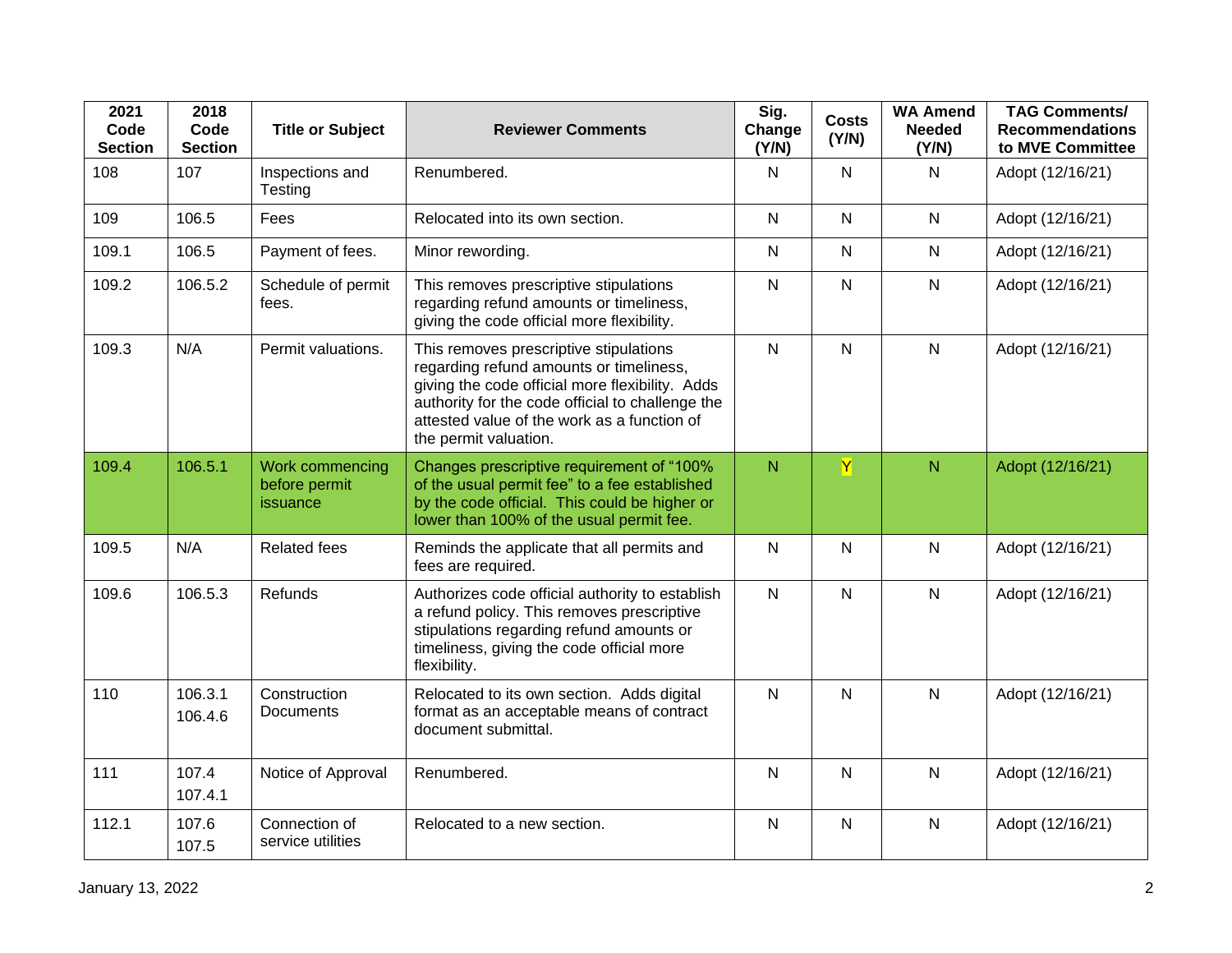| 2021 Code Section | 2018 Code Section | Title or Subject | Reviewer Comments | Sig. Change (Y/N) | Costs (Y/N) | WA Amend Needed (Y/N) | TAG Comments/ Recommendations to MVE Committee |
|---|---|---|---|---|---|---|---|
| 108 | 107 | Inspections and Testing | Renumbered. | N | N | N | Adopt (12/16/21) |
| 109 | 106.5 | Fees | Relocated into its own section. | N | N | N | Adopt (12/16/21) |
| 109.1 | 106.5 | Payment of fees. | Minor rewording. | N | N | N | Adopt (12/16/21) |
| 109.2 | 106.5.2 | Schedule of permit fees. | This removes prescriptive stipulations regarding refund amounts or timeliness, giving the code official more flexibility. | N | N | N | Adopt (12/16/21) |
| 109.3 | N/A | Permit valuations. | This removes prescriptive stipulations regarding refund amounts or timeliness, giving the code official more flexibility. Adds authority for the code official to challenge the attested value of the work as a function of the permit valuation. | N | N | N | Adopt (12/16/21) |
| 109.4 | 106.5.1 | Work commencing before permit issuance | Changes prescriptive requirement of "100% of the usual permit fee" to a fee established by the code official. This could be higher or lower than 100% of the usual permit fee. | N | Y | N | Adopt (12/16/21) |
| 109.5 | N/A | Related fees | Reminds the applicate that all permits and fees are required. | N | N | N | Adopt (12/16/21) |
| 109.6 | 106.5.3 | Refunds | Authorizes code official authority to establish a refund policy. This removes prescriptive stipulations regarding refund amounts or timeliness, giving the code official more flexibility. | N | N | N | Adopt (12/16/21) |
| 110 | 106.3.1<br>106.4.6 | Construction Documents | Relocated to its own section. Adds digital format as an acceptable means of contract document submittal. | N | N | N | Adopt (12/16/21) |
| 111 | 107.4<br>107.4.1 | Notice of Approval | Renumbered. | N | N | N | Adopt (12/16/21) |
| 112.1 | 107.6<br>107.5 | Connection of service utilities | Relocated to a new section. | N | N | N | Adopt (12/16/21) |

January 13, 2022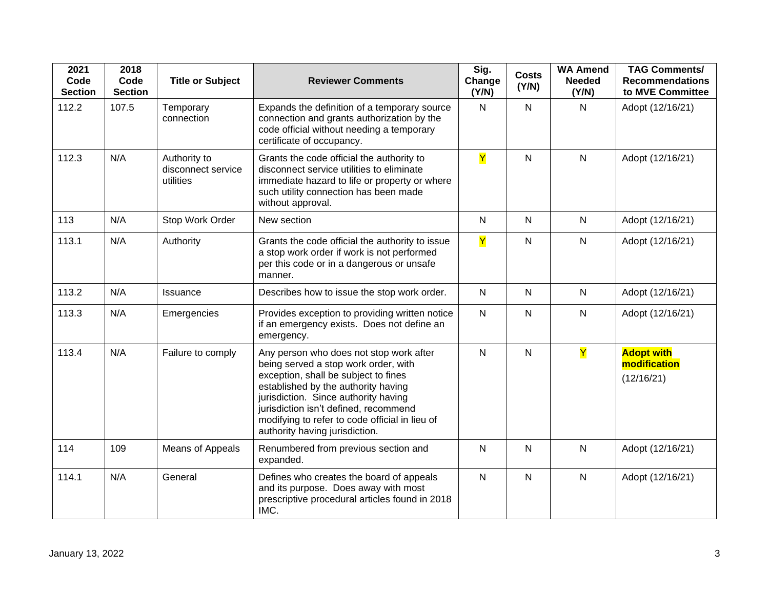| 2021 Code Section | 2018 Code Section | Title or Subject | Reviewer Comments | Sig. Change (Y/N) | Costs (Y/N) | WA Amend Needed (Y/N) | TAG Comments/ Recommendations to MVE Committee |
|---|---|---|---|---|---|---|---|
| 112.2 | 107.5 | Temporary connection | Expands the definition of a temporary source connection and grants authorization by the code official without needing a temporary certificate of occupancy. | N | N | N | Adopt (12/16/21) |
| 112.3 | N/A | Authority to disconnect service utilities | Grants the code official the authority to disconnect service utilities to eliminate immediate hazard to life or property or where such utility connection has been made without approval. | Y | N | N | Adopt (12/16/21) |
| 113 | N/A | Stop Work Order | New section | N | N | N | Adopt (12/16/21) |
| 113.1 | N/A | Authority | Grants the code official the authority to issue a stop work order if work is not performed per this code or in a dangerous or unsafe manner. | Y | N | N | Adopt (12/16/21) |
| 113.2 | N/A | Issuance | Describes how to issue the stop work order. | N | N | N | Adopt (12/16/21) |
| 113.3 | N/A | Emergencies | Provides exception to providing written notice if an emergency exists. Does not define an emergency. | N | N | N | Adopt (12/16/21) |
| 113.4 | N/A | Failure to comply | Any person who does not stop work after being served a stop work order, with exception, shall be subject to fines established by the authority having jurisdiction. Since authority having jurisdiction isn't defined, recommend modifying to refer to code official in lieu of authority having jurisdiction. | N | N | Y | **Adopt with modification** (12/16/21) |
| 114 | 109 | Means of Appeals | Renumbered from previous section and expanded. | N | N | N | Adopt (12/16/21) |
| 114.1 | N/A | General | Defines who creates the board of appeals and its purpose. Does away with most prescriptive procedural articles found in 2018 IMC. | N | N | N | Adopt (12/16/21) |

January 13, 2022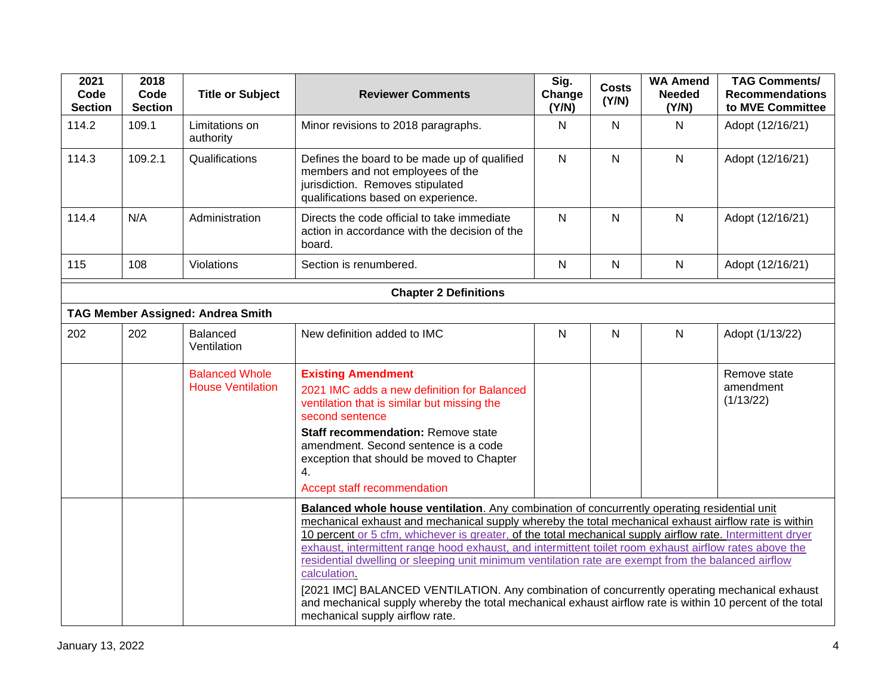| 2021 Code Section | 2018 Code Section | Title or Subject | Reviewer Comments | Sig. Change (Y/N) | Costs (Y/N) | WA Amend Needed (Y/N) | TAG Comments/ Recommendations to MVE Committee |
|---|---|---|---|---|---|---|---|
| 114.2 | 109.1 | Limitations on authority | Minor revisions to 2018 paragraphs. | N | N | N | Adopt (12/16/21) |
| 114.3 | 109.2.1 | Qualifications | Defines the board to be made up of qualified members and not employees of the jurisdiction. Removes stipulated qualifications based on experience. | N | N | N | Adopt (12/16/21) |
| 114.4 | N/A | Administration | Directs the code official to take immediate action in accordance with the decision of the board. | N | N | N | Adopt (12/16/21) |
| 115 | 108 | Violations | Section is renumbered. | N | N | N | Adopt (12/16/21) |
| **Chapter 2 Definitions** | | | | | | | |
| **TAG Member Assigned: Andrea Smith** | | | | | | | |
| 202 | 202 | Balanced Ventilation | New definition added to IMC | N | N | N | Adopt (1/13/22) |
| | | Balanced Whole House Ventilation | **Existing Amendment** 2021 IMC adds a new definition for Balanced ventilation that is similar but missing the second sentence **Staff recommendation:** Remove state amendment. Second sentence is a code exception that should be moved to Chapter 4. Accept staff recommendation | | | | Remove state amendment (1/13/22) |
| | | | **Balanced whole house ventilation**. Any combination of concurrently operating residential unit mechanical exhaust and mechanical supply whereby the total mechanical exhaust airflow rate is within 10 percent or 5 cfm, whichever is greater, of the total mechanical supply airflow rate. Intermittent dryer exhaust, intermittent range hood exhaust, and intermittent toilet room exhaust airflow rates above the residential dwelling or sleeping unit minimum ventilation rate are exempt from the balanced airflow calculation. [2021 IMC] BALANCED VENTILATION. Any combination of concurrently operating mechanical exhaust and mechanical supply whereby the total mechanical exhaust airflow rate is within 10 percent of the total mechanical supply airflow rate. | | | | |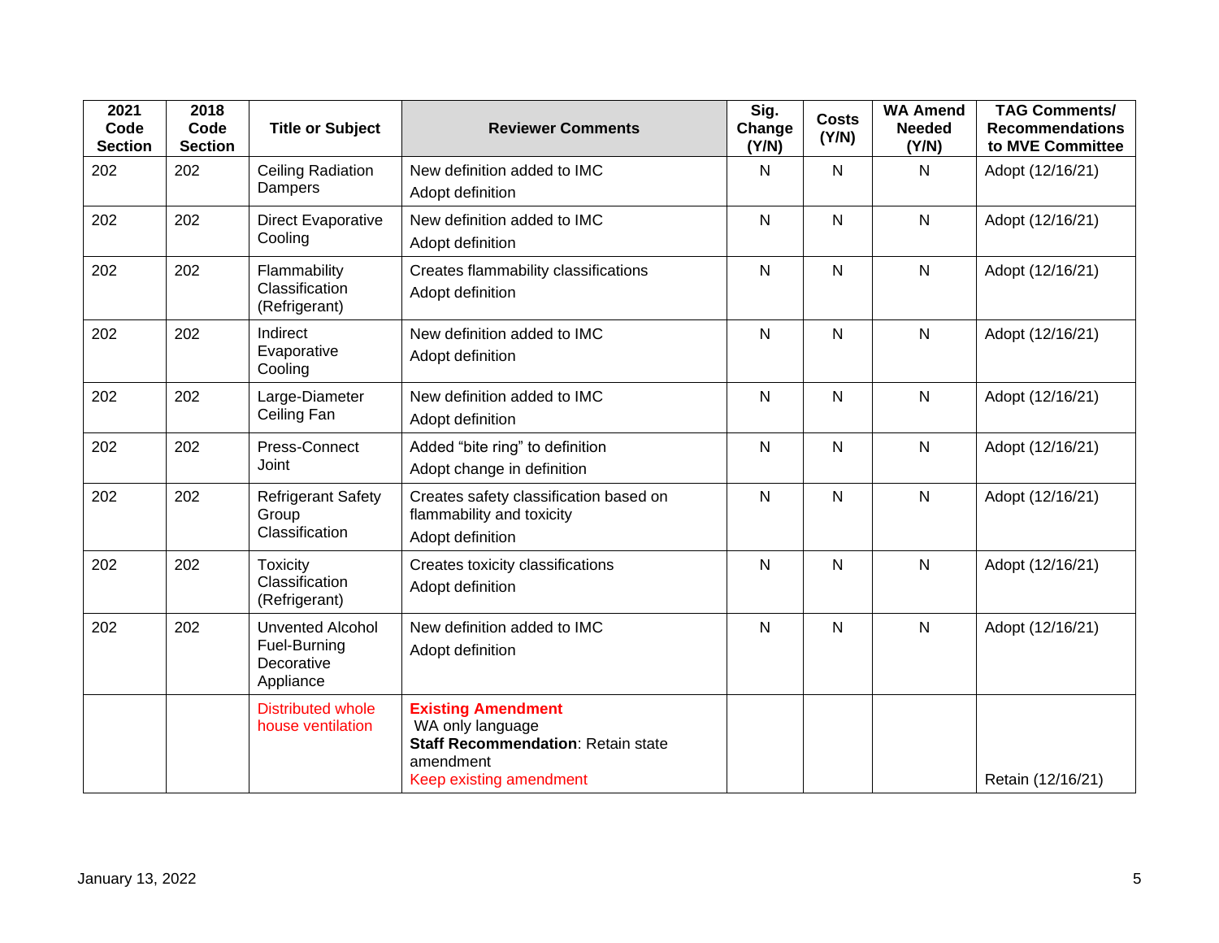| 2021 Code Section | 2018 Code Section | Title or Subject | Reviewer Comments | Sig. Change (Y/N) | Costs (Y/N) | WA Amend Needed (Y/N) | TAG Comments/ Recommendations to MVE Committee |
|---|---|---|---|---|---|---|---|
| 202 | 202 | Ceiling Radiation Dampers | New definition added to IMC<br>Adopt definition | N | N | N | Adopt (12/16/21) |
| 202 | 202 | Direct Evaporative Cooling | New definition added to IMC<br>Adopt definition | N | N | N | Adopt (12/16/21) |
| 202 | 202 | Flammability Classification (Refrigerant) | Creates flammability classifications<br>Adopt definition | N | N | N | Adopt (12/16/21) |
| 202 | 202 | Indirect Evaporative Cooling | New definition added to IMC<br>Adopt definition | N | N | N | Adopt (12/16/21) |
| 202 | 202 | Large-Diameter Ceiling Fan | New definition added to IMC<br>Adopt definition | N | N | N | Adopt (12/16/21) |
| 202 | 202 | Press-Connect Joint | Added “bite ring” to definition<br>Adopt change in definition | N | N | N | Adopt (12/16/21) |
| 202 | 202 | Refrigerant Safety Group Classification | Creates safety classification based on flammability and toxicity<br>Adopt definition | N | N | N | Adopt (12/16/21) |
| 202 | 202 | Toxicity Classification (Refrigerant) | Creates toxicity classifications<br>Adopt definition | N | N | N | Adopt (12/16/21) |
| 202 | 202 | Unvented Alcohol Fuel-Burning Decorative Appliance | New definition added to IMC<br>Adopt definition | N | N | N | Adopt (12/16/21) |
| | | Distributed whole house ventilation | **Existing Amendment**<br>WA only language<br>**Staff Recommendation**: Retain state amendment<br>Keep existing amendment | | | | Retain (12/16/21) |

January 13, 2022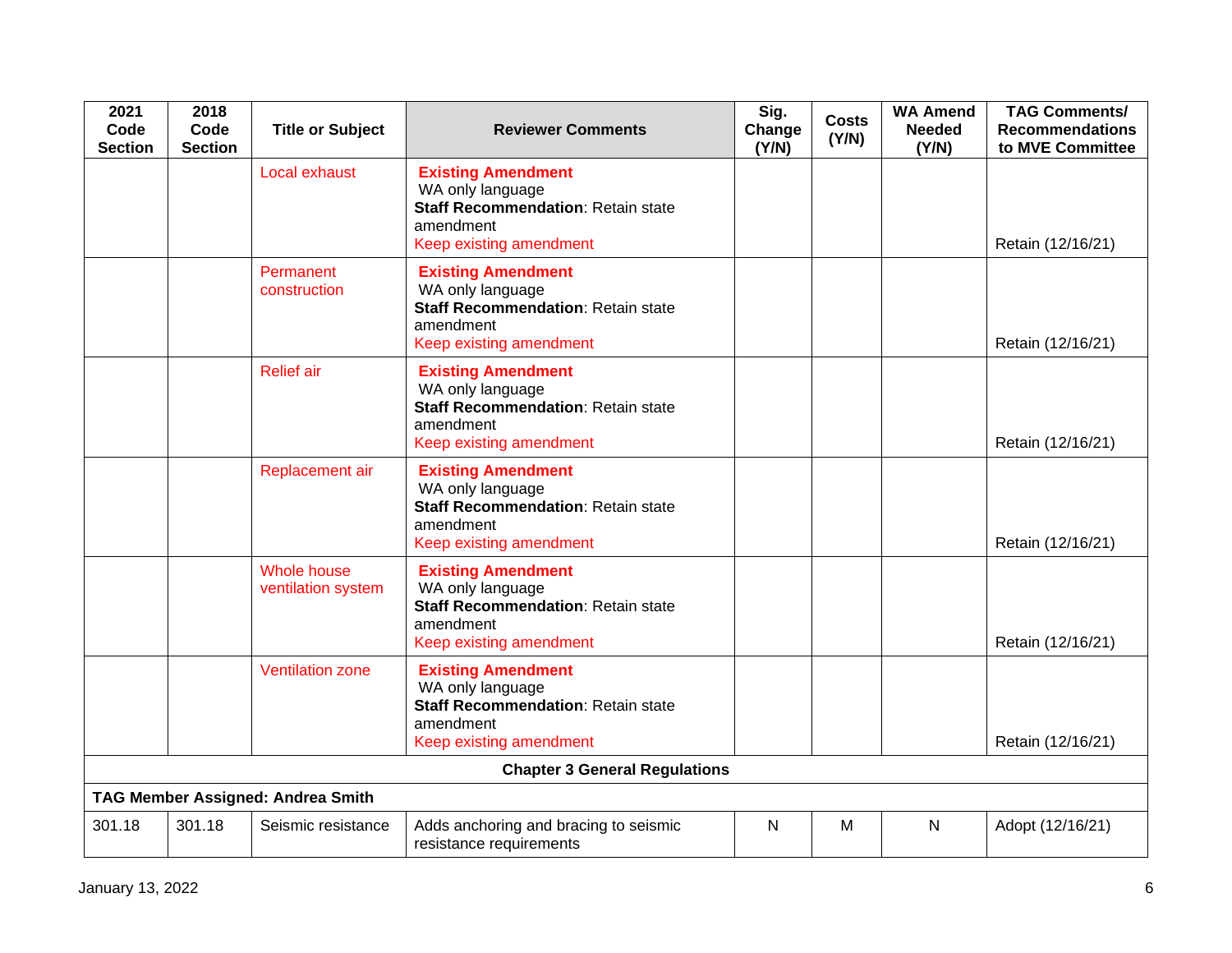| 2021 Code Section | 2018 Code Section | Title or Subject | Reviewer Comments | Sig. Change (Y/N) | Costs (Y/N) | WA Amend Needed (Y/N) | TAG Comments/ Recommendations to MVE Committee |
|---|---|---|---|---|---|---|---|
| | | Local exhaust | **Existing Amendment** WA only language **Staff Recommendation**: Retain state amendment Keep existing amendment | | | | Retain (12/16/21) |
| | | Permanent construction | **Existing Amendment** WA only language **Staff Recommendation**: Retain state amendment Keep existing amendment | | | | Retain (12/16/21) |
| | | Relief air | **Existing Amendment** WA only language **Staff Recommendation**: Retain state amendment Keep existing amendment | | | | Retain (12/16/21) |
| | | Replacement air | **Existing Amendment** WA only language **Staff Recommendation**: Retain state amendment Keep existing amendment | | | | Retain (12/16/21) |
| | | Whole house ventilation system | **Existing Amendment** WA only language **Staff Recommendation**: Retain state amendment Keep existing amendment | | | | Retain (12/16/21) |
| | | Ventilation zone | **Existing Amendment** WA only language **Staff Recommendation**: Retain state amendment Keep existing amendment | | | | Retain (12/16/21) |
| **Chapter 3 General Regulations** | | | | | | | |
| **TAG Member Assigned: Andrea Smith** | | | | | | | |
| 301.18 | 301.18 | Seismic resistance | Adds anchoring and bracing to seismic resistance requirements | N | M | N | Adopt (12/16/21) |

January 13, 2022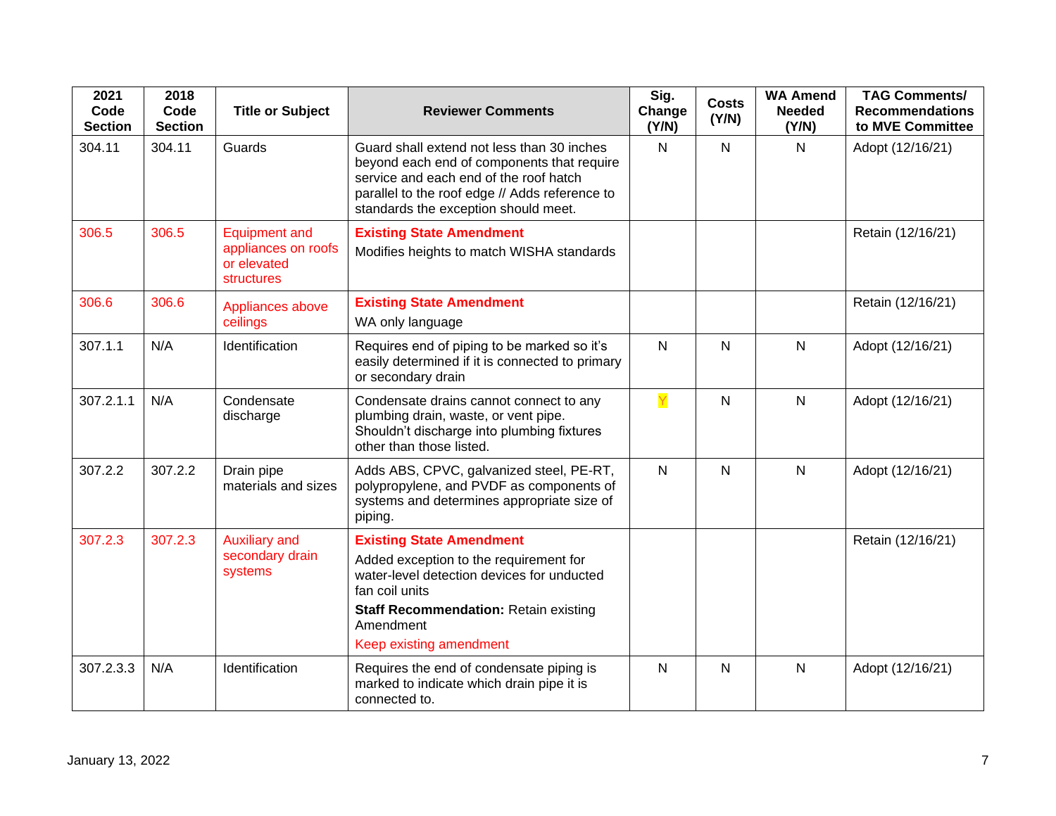| 2021 Code Section | 2018 Code Section | Title or Subject | Reviewer Comments | Sig. Change (Y/N) | Costs (Y/N) | WA Amend Needed (Y/N) | TAG Comments/ Recommendations to MVE Committee |
|---|---|---|---|---|---|---|---|
| 304.11 | 304.11 | Guards | Guard shall extend not less than 30 inches beyond each end of components that require service and each end of the roof hatch parallel to the roof edge // Adds reference to standards the exception should meet. | N | N | N | Adopt (12/16/21) |
| 306.5 | 306.5 | Equipment and appliances on roofs or elevated structures | **Existing State Amendment** Modifies heights to match WISHA standards | | | | Retain (12/16/21) |
| 306.6 | 306.6 | Appliances above ceilings | **Existing State Amendment** WA only language | | | | Retain (12/16/21) |
| 307.1.1 | N/A | Identification | Requires end of piping to be marked so it's easily determined if it is connected to primary or secondary drain | N | N | N | Adopt (12/16/21) |
| 307.2.1.1 | N/A | Condensate discharge | Condensate drains cannot connect to any plumbing drain, waste, or vent pipe. Shouldn't discharge into plumbing fixtures other than those listed. | Y | N | N | Adopt (12/16/21) |
| 307.2.2 | 307.2.2 | Drain pipe materials and sizes | Adds ABS, CPVC, galvanized steel, PE-RT, polypropylene, and PVDF as components of systems and determines appropriate size of piping. | N | N | N | Adopt (12/16/21) |
| 307.2.3 | 307.2.3 | Auxiliary and secondary drain systems | **Existing State Amendment** Added exception to the requirement for water-level detection devices for unducted fan coil units **Staff Recommendation:** Retain existing Amendment Keep existing amendment | | | | Retain (12/16/21) |
| 307.2.3.3 | N/A | Identification | Requires the end of condensate piping is marked to indicate which drain pipe it is connected to. | N | N | N | Adopt (12/16/21) |

January 13, 2022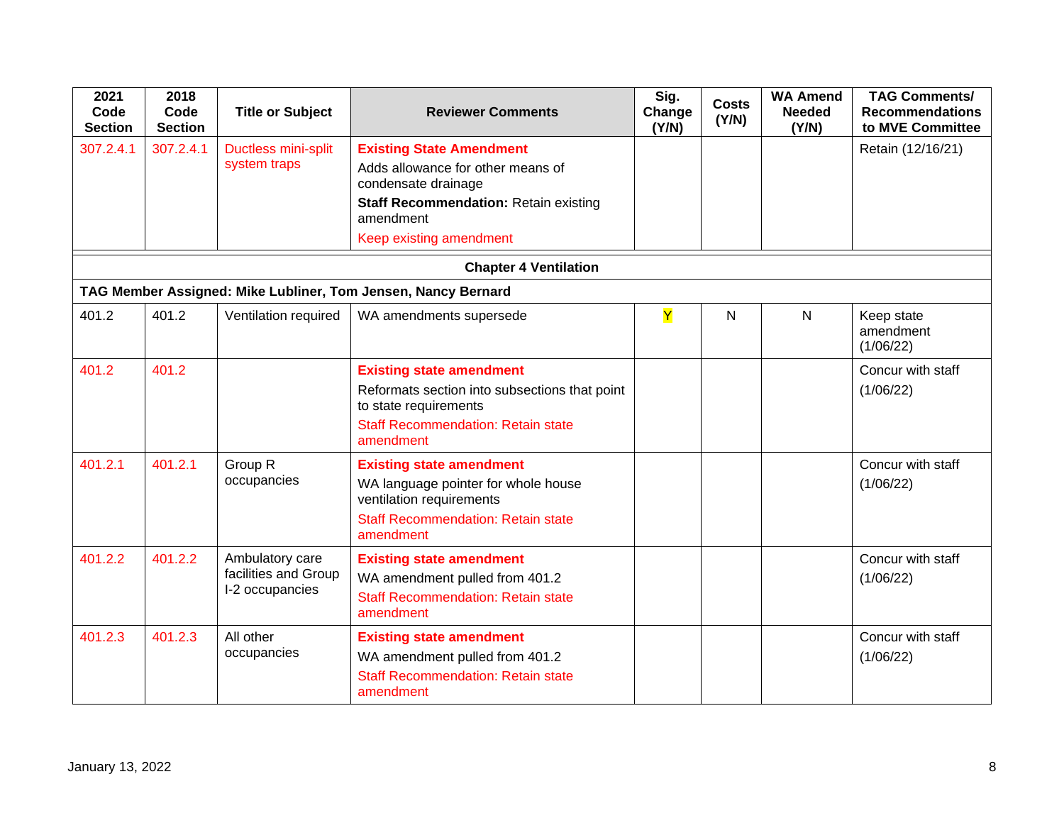| 2021 Code Section | 2018 Code Section | Title or Subject | Reviewer Comments | Sig. Change (Y/N) | Costs (Y/N) | WA Amend Needed (Y/N) | TAG Comments/ Recommendations to MVE Committee |
|---|---|---|---|---|---|---|---|
| 307.2.4.1 | 307.2.4.1 | Ductless mini-split system traps | **Existing State Amendment** Adds allowance for other means of condensate drainage **Staff Recommendation:** Retain existing amendment Keep existing amendment | | | | Retain (12/16/21) |
| **Chapter 4 Ventilation** | | | | | | | |
| **TAG Member Assigned: Mike Lubliner, Tom Jensen, Nancy Bernard** | | | | | | | |
| 401.2 | 401.2 | Ventilation required | WA amendments supersede | Y | N | N | Keep state amendment (1/06/22) |
| 401.2 | 401.2 | | **Existing state amendment** Reformats section into subsections that point to state requirements Staff Recommendation: Retain state amendment | | | | Concur with staff (1/06/22) |
| 401.2.1 | 401.2.1 | Group R occupancies | **Existing state amendment** WA language pointer for whole house ventilation requirements Staff Recommendation: Retain state amendment | | | | Concur with staff (1/06/22) |
| 401.2.2 | 401.2.2 | Ambulatory care facilities and Group I-2 occupancies | **Existing state amendment** WA amendment pulled from 401.2 Staff Recommendation: Retain state amendment | | | | Concur with staff (1/06/22) |
| 401.2.3 | 401.2.3 | All other occupancies | **Existing state amendment** WA amendment pulled from 401.2 Staff Recommendation: Retain state amendment | | | | Concur with staff (1/06/22) |

January 13, 2022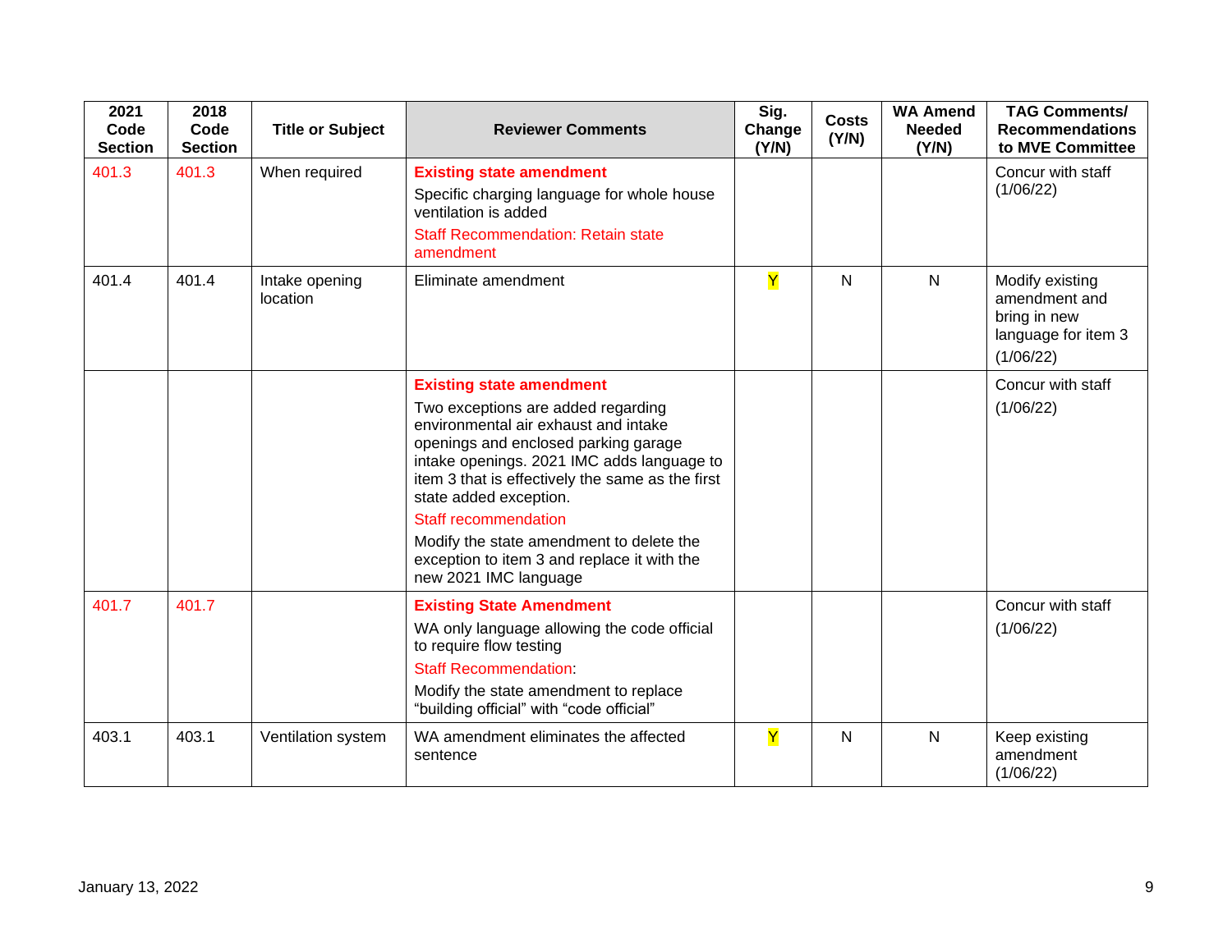| 2021 Code Section | 2018 Code Section | Title or Subject | Reviewer Comments | Sig. Change (Y/N) | Costs (Y/N) | WA Amend Needed (Y/N) | TAG Comments/ Recommendations to MVE Committee |
|---|---|---|---|---|---|---|---|
| 401.3 | 401.3 | When required | **Existing state amendment**<br>Specific charging language for whole house ventilation is added<br>Staff Recommendation: Retain state amendment | | | | Concur with staff (1/06/22) |
| 401.4 | 401.4 | Intake opening location | Eliminate amendment | Y | N | N | Modify existing amendment and bring in new language for item 3<br>(1/06/22) |
| | | | **Existing state amendment**<br>Two exceptions are added regarding environmental air exhaust and intake openings and enclosed parking garage intake openings. 2021 IMC adds language to item 3 that is effectively the same as the first state added exception.<br>Staff recommendation<br>Modify the state amendment to delete the exception to item 3 and replace it with the new 2021 IMC language | | | | Concur with staff<br>(1/06/22) |
| 401.7 | 401.7 | | **Existing State Amendment**<br>WA only language allowing the code official to require flow testing<br>Staff Recommendation:<br>Modify the state amendment to replace "building official" with "code official" | | | | Concur with staff<br>(1/06/22) |
| 403.1 | 403.1 | Ventilation system | WA amendment eliminates the affected sentence | Y | N | N | Keep existing amendment (1/06/22) |

January 13, 2022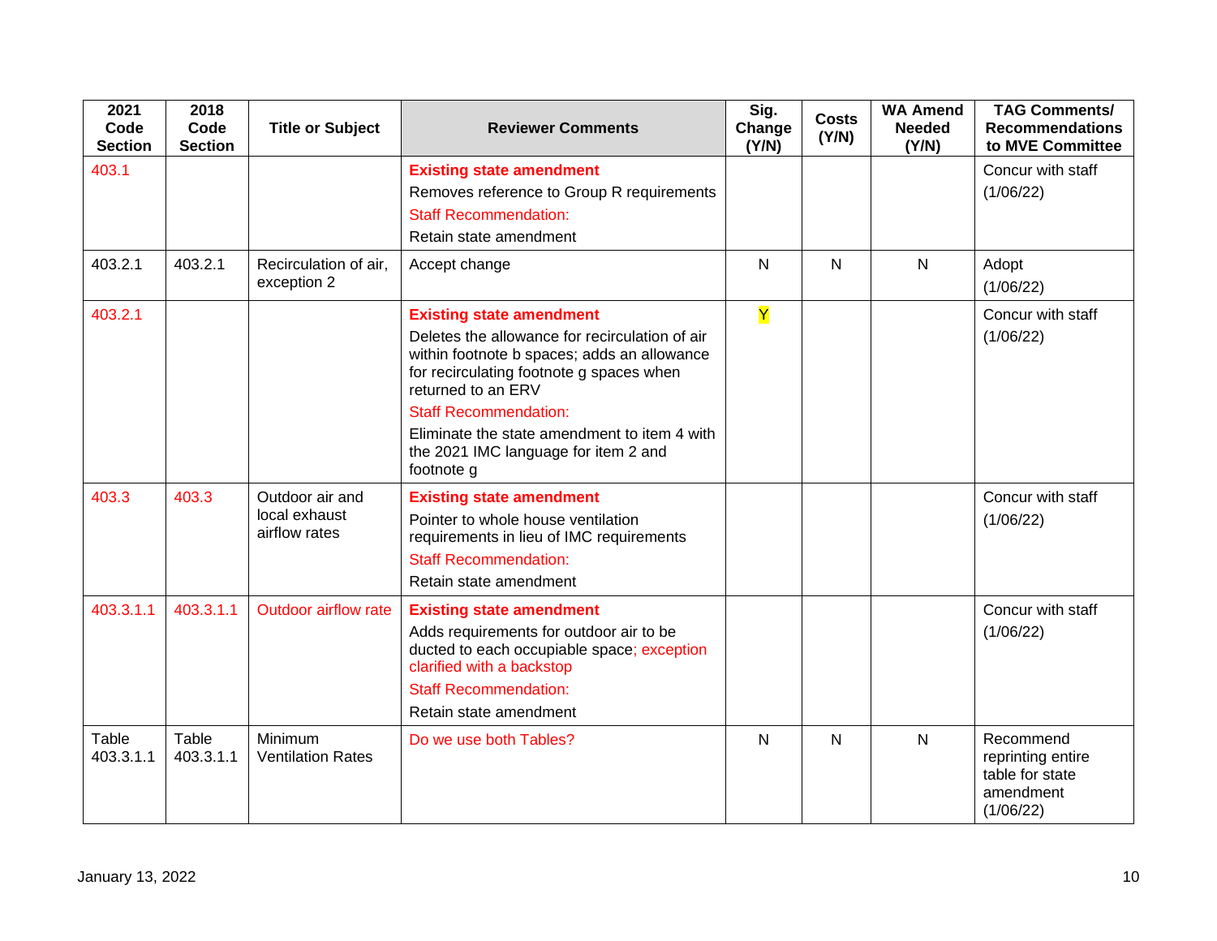| 2021 Code Section | 2018 Code Section | Title or Subject | Reviewer Comments | Sig. Change (Y/N) | Costs (Y/N) | WA Amend Needed (Y/N) | TAG Comments/ Recommendations to MVE Committee |
|---|---|---|---|---|---|---|---|
| 403.1 | | | **Existing state amendment**<br>Removes reference to Group R requirements<br>Staff Recommendation:<br>Retain state amendment | | | | Concur with staff<br>(1/06/22) |
| 403.2.1 | 403.2.1 | Recirculation of air, exception 2 | Accept change | N | N | N | Adopt<br>(1/06/22) |
| 403.2.1 | | | **Existing state amendment**<br>Deletes the allowance for recirculation of air within footnote b spaces; adds an allowance for recirculating footnote g spaces when returned to an ERV<br>Staff Recommendation:<br>Eliminate the state amendment to item 4 with the 2021 IMC language for item 2 and footnote g | Y | | | Concur with staff<br>(1/06/22) |
| 403.3 | 403.3 | Outdoor air and local exhaust airflow rates | **Existing state amendment**<br>Pointer to whole house ventilation requirements in lieu of IMC requirements<br>Staff Recommendation:<br>Retain state amendment | | | | Concur with staff<br>(1/06/22) |
| 403.3.1.1 | 403.3.1.1 | Outdoor airflow rate | **Existing state amendment**<br>Adds requirements for outdoor air to be ducted to each occupiable space; exception clarified with a backstop<br>Staff Recommendation:<br>Retain state amendment | | | | Concur with staff<br>(1/06/22) |
| Table 403.3.1.1 | Table 403.3.1.1 | Minimum Ventilation Rates | Do we use both Tables? | N | N | N | Recommend reprinting entire table for state amendment<br>(1/06/22) |

January 13, 2022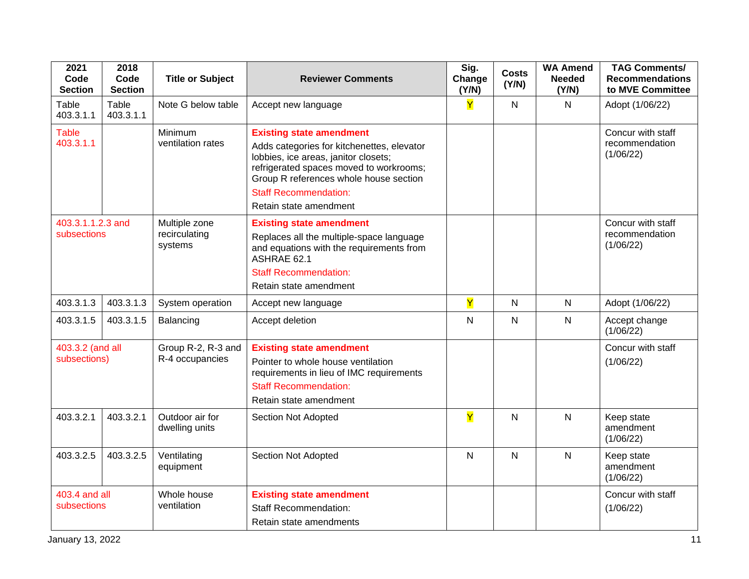| 2021 Code Section | 2018 Code Section | Title or Subject | Reviewer Comments | Sig. Change (Y/N) | Costs (Y/N) | WA Amend Needed (Y/N) | TAG Comments/ Recommendations to MVE Committee |
|---|---|---|---|---|---|---|---|
| Table 403.3.1.1 | Table 403.3.1.1 | Note G below table | Accept new language | Y | N | N | Adopt (1/06/22) |
| Table 403.3.1.1 | | Minimum ventilation rates | **Existing state amendment** Adds categories for kitchenettes, elevator lobbies, ice areas, janitor closets; refrigerated spaces moved to workrooms; Group R references whole house section Staff Recommendation: Retain state amendment | | | | Concur with staff recommendation (1/06/22) |
| 403.3.1.1.2.3 and subsections | | Multiple zone recirculating systems | **Existing state amendment** Replaces all the multiple-space language and equations with the requirements from ASHRAE 62.1 Staff Recommendation: Retain state amendment | | | | Concur with staff recommendation (1/06/22) |
| 403.3.1.3 | 403.3.1.3 | System operation | Accept new language | Y | N | N | Adopt (1/06/22) |
| 403.3.1.5 | 403.3.1.5 | Balancing | Accept deletion | N | N | N | Accept change (1/06/22) |
| 403.3.2 (and all subsections) | | Group R-2, R-3 and R-4 occupancies | **Existing state amendment** Pointer to whole house ventilation requirements in lieu of IMC requirements Staff Recommendation: Retain state amendment | | | | Concur with staff (1/06/22) |
| 403.3.2.1 | 403.3.2.1 | Outdoor air for dwelling units | Section Not Adopted | Y | N | N | Keep state amendment (1/06/22) |
| 403.3.2.5 | 403.3.2.5 | Ventilating equipment | Section Not Adopted | N | N | N | Keep state amendment (1/06/22) |
| 403.4 and all subsections | | Whole house ventilation | **Existing state amendment** Staff Recommendation: Retain state amendments | | | | Concur with staff (1/06/22) |

January 13, 2022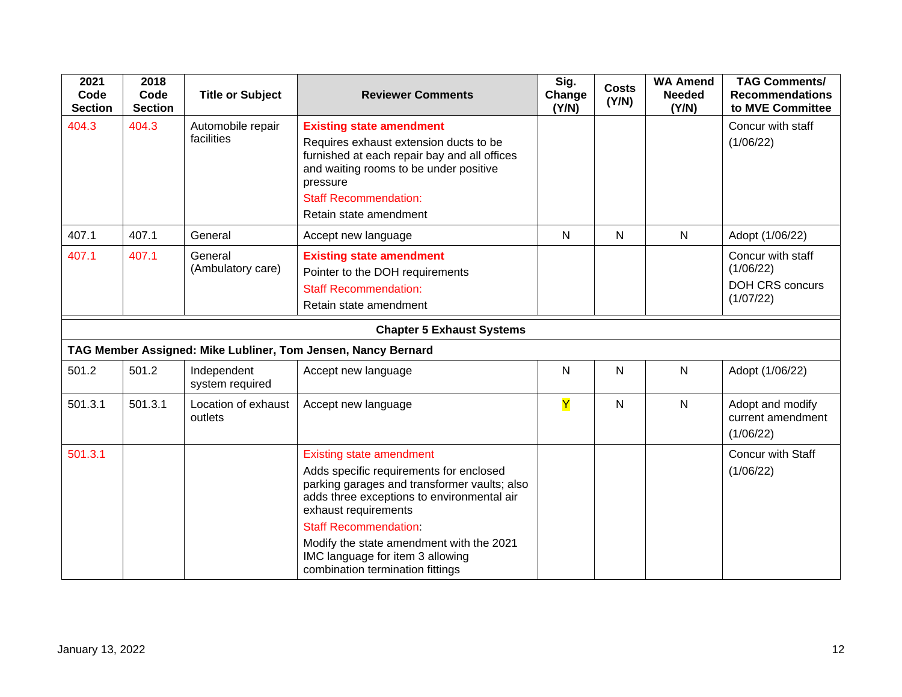| 2021 Code Section | 2018 Code Section | Title or Subject | Reviewer Comments | Sig. Change (Y/N) | Costs (Y/N) | WA Amend Needed (Y/N) | TAG Comments/ Recommendations to MVE Committee |
|---|---|---|---|---|---|---|---|
| 404.3 | 404.3 | Automobile repair facilities | **Existing state amendment**<br>Requires exhaust extension ducts to be furnished at each repair bay and all offices and waiting rooms to be under positive pressure<br>Staff Recommendation:<br>Retain state amendment | | | | Concur with staff<br>(1/06/22) |
| 407.1 | 407.1 | General | Accept new language | N | N | N | Adopt (1/06/22) |
| 407.1 | 407.1 | General (Ambulatory care) | **Existing state amendment**<br>Pointer to the DOH requirements<br>Staff Recommendation:<br>Retain state amendment | | | | Concur with staff (1/06/22)<br>DOH CRS concurs (1/07/22) |
| **Chapter 5 Exhaust Systems** | | | | | | | |
| **TAG Member Assigned: Mike Lubliner, Tom Jensen, Nancy Bernard** | | | | | | | |
| 501.2 | 501.2 | Independent system required | Accept new language | N | N | N | Adopt (1/06/22) |
| 501.3.1 | 501.3.1 | Location of exhaust outlets | Accept new language | Y | N | N | Adopt and modify current amendment<br>(1/06/22) |
| 501.3.1 | | | Existing state amendment<br>Adds specific requirements for enclosed parking garages and transformer vaults; also adds three exceptions to environmental air exhaust requirements<br>Staff Recommendation:<br>Modify the state amendment with the 2021 IMC language for item 3 allowing combination termination fittings | | | | Concur with Staff<br>(1/06/22) |

January 13, 2022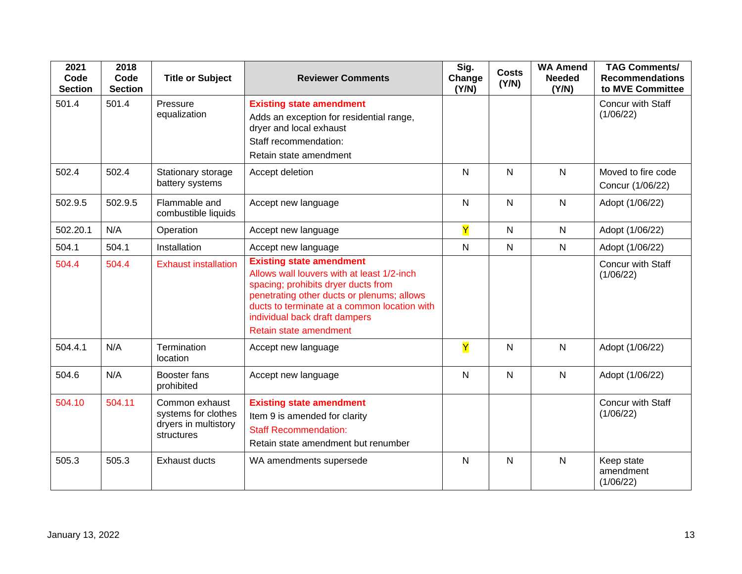| 2021 Code Section | 2018 Code Section | Title or Subject | Reviewer Comments | Sig. Change (Y/N) | Costs (Y/N) | WA Amend Needed (Y/N) | TAG Comments/ Recommendations to MVE Committee |
|---|---|---|---|---|---|---|---|
| 501.4 | 501.4 | Pressure equalization | **Existing state amendment** Adds an exception for residential range, dryer and local exhaust Staff recommendation: Retain state amendment | | | | Concur with Staff (1/06/22) |
| 502.4 | 502.4 | Stationary storage battery systems | Accept deletion | N | N | N | Moved to fire code Concur (1/06/22) |
| 502.9.5 | 502.9.5 | Flammable and combustible liquids | Accept new language | N | N | N | Adopt (1/06/22) |
| 502.20.1 | N/A | Operation | Accept new language | Y | N | N | Adopt (1/06/22) |
| 504.1 | 504.1 | Installation | Accept new language | N | N | N | Adopt (1/06/22) |
| 504.4 | 504.4 | Exhaust installation | **Existing state amendment** Allows wall louvers with at least 1/2-inch spacing; prohibits dryer ducts from penetrating other ducts or plenums; allows ducts to terminate at a common location with individual back draft dampers Retain state amendment | | | | Concur with Staff (1/06/22) |
| 504.4.1 | N/A | Termination location | Accept new language | Y | N | N | Adopt (1/06/22) |
| 504.6 | N/A | Booster fans prohibited | Accept new language | N | N | N | Adopt (1/06/22) |
| 504.10 | 504.11 | Common exhaust systems for clothes dryers in multistory structures | **Existing state amendment** Item 9 is amended for clarity Staff Recommendation: Retain state amendment but renumber | | | | Concur with Staff (1/06/22) |
| 505.3 | 505.3 | Exhaust ducts | WA amendments supersede | N | N | N | Keep state amendment (1/06/22) |

January 13, 2022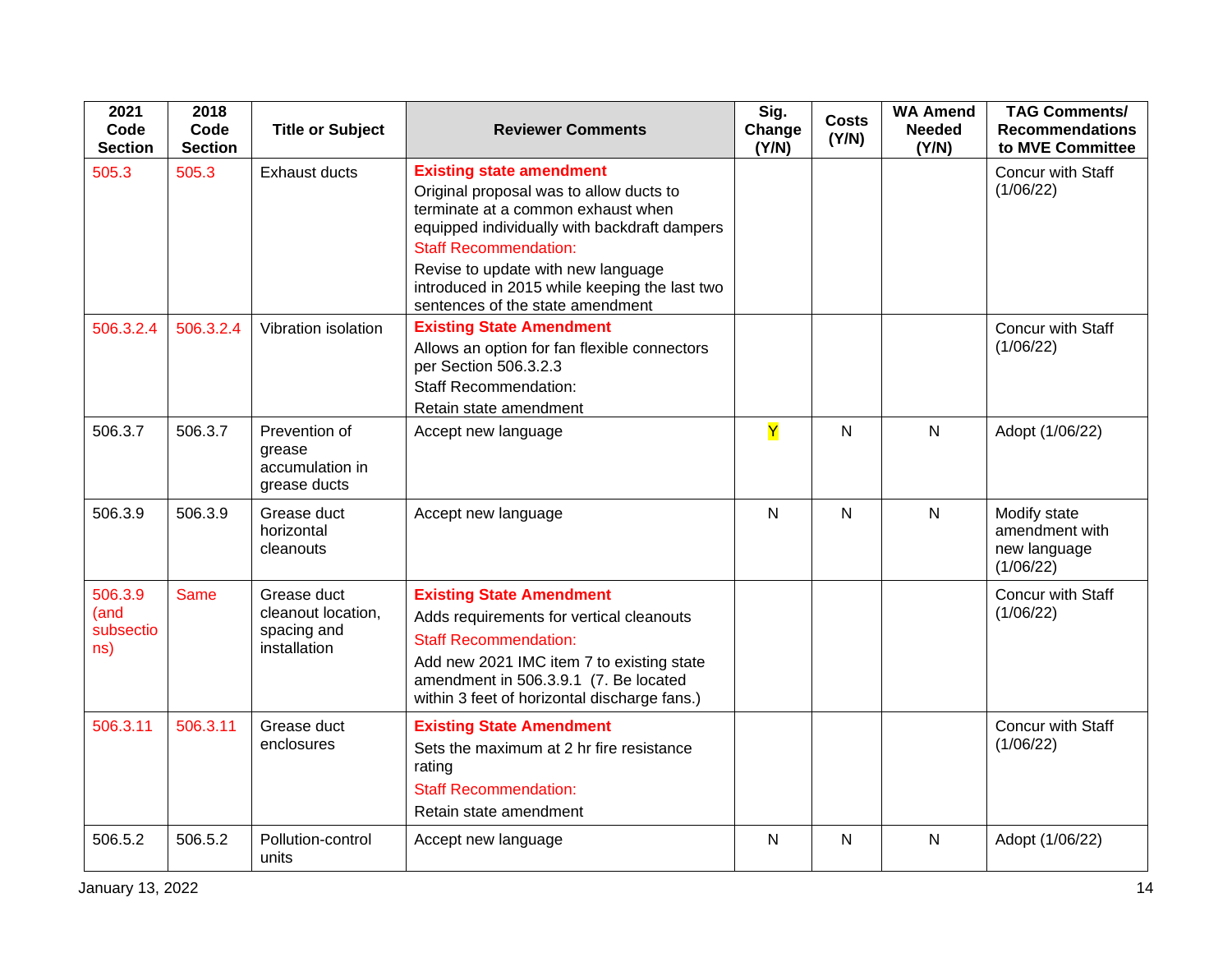| 2021 Code Section | 2018 Code Section | Title or Subject | Reviewer Comments | Sig. Change (Y/N) | Costs (Y/N) | WA Amend Needed (Y/N) | TAG Comments/ Recommendations to MVE Committee |
|---|---|---|---|---|---|---|---|
| 505.3 | 505.3 | Exhaust ducts | **Existing state amendment** Original proposal was to allow ducts to terminate at a common exhaust when equipped individually with backdraft dampers Staff Recommendation: Revise to update with new language introduced in 2015 while keeping the last two sentences of the state amendment | | | | Concur with Staff (1/06/22) |
| 506.3.2.4 | 506.3.2.4 | Vibration isolation | **Existing State Amendment** Allows an option for fan flexible connectors per Section 506.3.2.3 Staff Recommendation: Retain state amendment | | | | Concur with Staff (1/06/22) |
| 506.3.7 | 506.3.7 | Prevention of grease accumulation in grease ducts | Accept new language | Y | N | N | Adopt (1/06/22) |
| 506.3.9 | 506.3.9 | Grease duct horizontal cleanouts | Accept new language | N | N | N | Modify state amendment with new language (1/06/22) |
| 506.3.9 (and subsections) | Same | Grease duct cleanout location, spacing and installation | **Existing State Amendment** Adds requirements for vertical cleanouts Staff Recommendation: Add new 2021 IMC item 7 to existing state amendment in 506.3.9.1 (7. Be located within 3 feet of horizontal discharge fans.) | | | | Concur with Staff (1/06/22) |
| 506.3.11 | 506.3.11 | Grease duct enclosures | **Existing State Amendment** Sets the maximum at 2 hr fire resistance rating Staff Recommendation: Retain state amendment | | | | Concur with Staff (1/06/22) |
| 506.5.2 | 506.5.2 | Pollution-control units | Accept new language | N | N | N | Adopt (1/06/22) |

January 13, 2022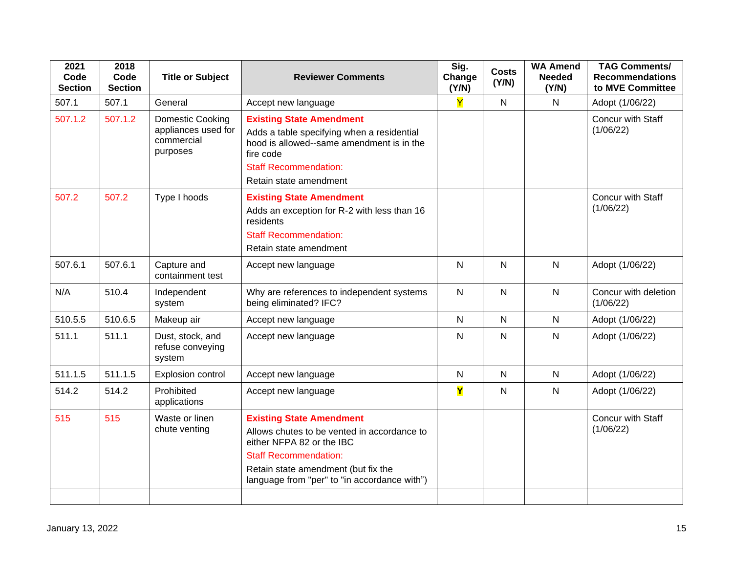| 2021 Code Section | 2018 Code Section | Title or Subject | Reviewer Comments | Sig. Change (Y/N) | Costs (Y/N) | WA Amend Needed (Y/N) | TAG Comments/ Recommendations to MVE Committee |
|---|---|---|---|---|---|---|---|
| 507.1 | 507.1 | General | Accept new language | Y | N | N | Adopt (1/06/22) |
| 507.1.2 | 507.1.2 | Domestic Cooking appliances used for commercial purposes | **Existing State Amendment**<br>Adds a table specifying when a residential hood is allowed--same amendment is in the fire code<br>Staff Recommendation:<br>Retain state amendment | | | | Concur with Staff (1/06/22) |
| 507.2 | 507.2 | Type I hoods | **Existing State Amendment**<br>Adds an exception for R-2 with less than 16 residents<br>Staff Recommendation:<br>Retain state amendment | | | | Concur with Staff (1/06/22) |
| 507.6.1 | 507.6.1 | Capture and containment test | Accept new language | N | N | N | Adopt (1/06/22) |
| N/A | 510.4 | Independent system | Why are references to independent systems being eliminated? IFC? | N | N | N | Concur with deletion (1/06/22) |
| 510.5.5 | 510.6.5 | Makeup air | Accept new language | N | N | N | Adopt (1/06/22) |
| 511.1 | 511.1 | Dust, stock, and refuse conveying system | Accept new language | N | N | N | Adopt (1/06/22) |
| 511.1.5 | 511.1.5 | Explosion control | Accept new language | N | N | N | Adopt (1/06/22) |
| 514.2 | 514.2 | Prohibited applications | Accept new language | Y | N | N | Adopt (1/06/22) |
| 515 | 515 | Waste or linen chute venting | **Existing State Amendment**<br>Allows chutes to be vented in accordance to either NFPA 82 or the IBC<br>Staff Recommendation:<br>Retain state amendment (but fix the language from "per" to "in accordance with") | | | | Concur with Staff (1/06/22) |
| | | | | | | | |

January 13, 2022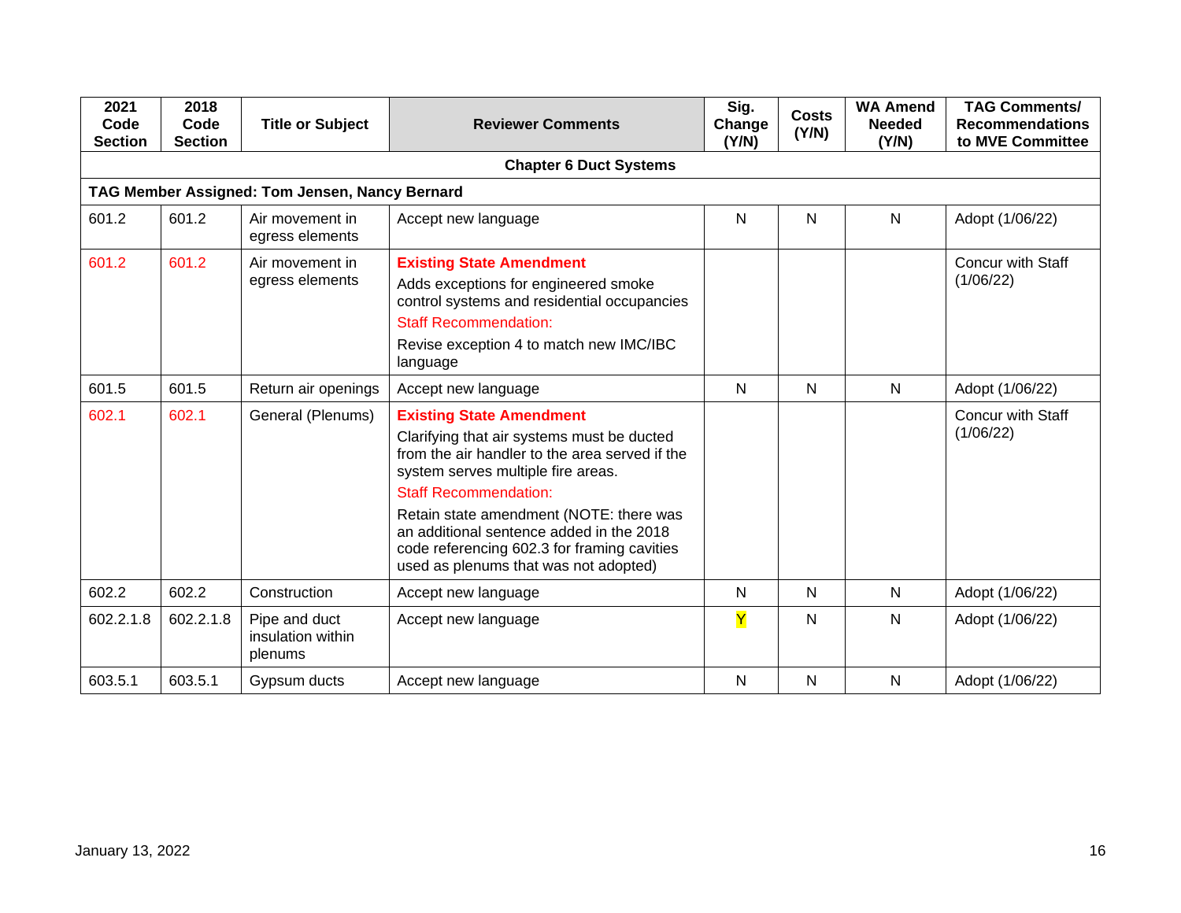| 2021 Code Section | 2018 Code Section | Title or Subject | Reviewer Comments | Sig. Change (Y/N) | Costs (Y/N) | WA Amend Needed (Y/N) | TAG Comments/ Recommendations to MVE Committee |
|---|---|---|---|---|---|---|---|
| **Chapter 6 Duct Systems** | | | | | | | |
| **TAG Member Assigned: Tom Jensen, Nancy Bernard** | | | | | | | |
| 601.2 | 601.2 | Air movement in egress elements | Accept new language | N | N | N | Adopt (1/06/22) |
| 601.2 | 601.2 | Air movement in egress elements | **Existing State Amendment** Adds exceptions for engineered smoke control systems and residential occupancies Staff Recommendation: Revise exception 4 to match new IMC/IBC language | | | | Concur with Staff (1/06/22) |
| 601.5 | 601.5 | Return air openings | Accept new language | N | N | N | Adopt (1/06/22) |
| 602.1 | 602.1 | General (Plenums) | **Existing State Amendment** Clarifying that air systems must be ducted from the air handler to the area served if the system serves multiple fire areas. Staff Recommendation: Retain state amendment (NOTE: there was an additional sentence added in the 2018 code referencing 602.3 for framing cavities used as plenums that was not adopted) | | | | Concur with Staff (1/06/22) |
| 602.2 | 602.2 | Construction | Accept new language | N | N | N | Adopt (1/06/22) |
| 602.2.1.8 | 602.2.1.8 | Pipe and duct insulation within plenums | Accept new language | Y | N | N | Adopt (1/06/22) |
| 603.5.1 | 603.5.1 | Gypsum ducts | Accept new language | N | N | N | Adopt (1/06/22) |

January 13, 2022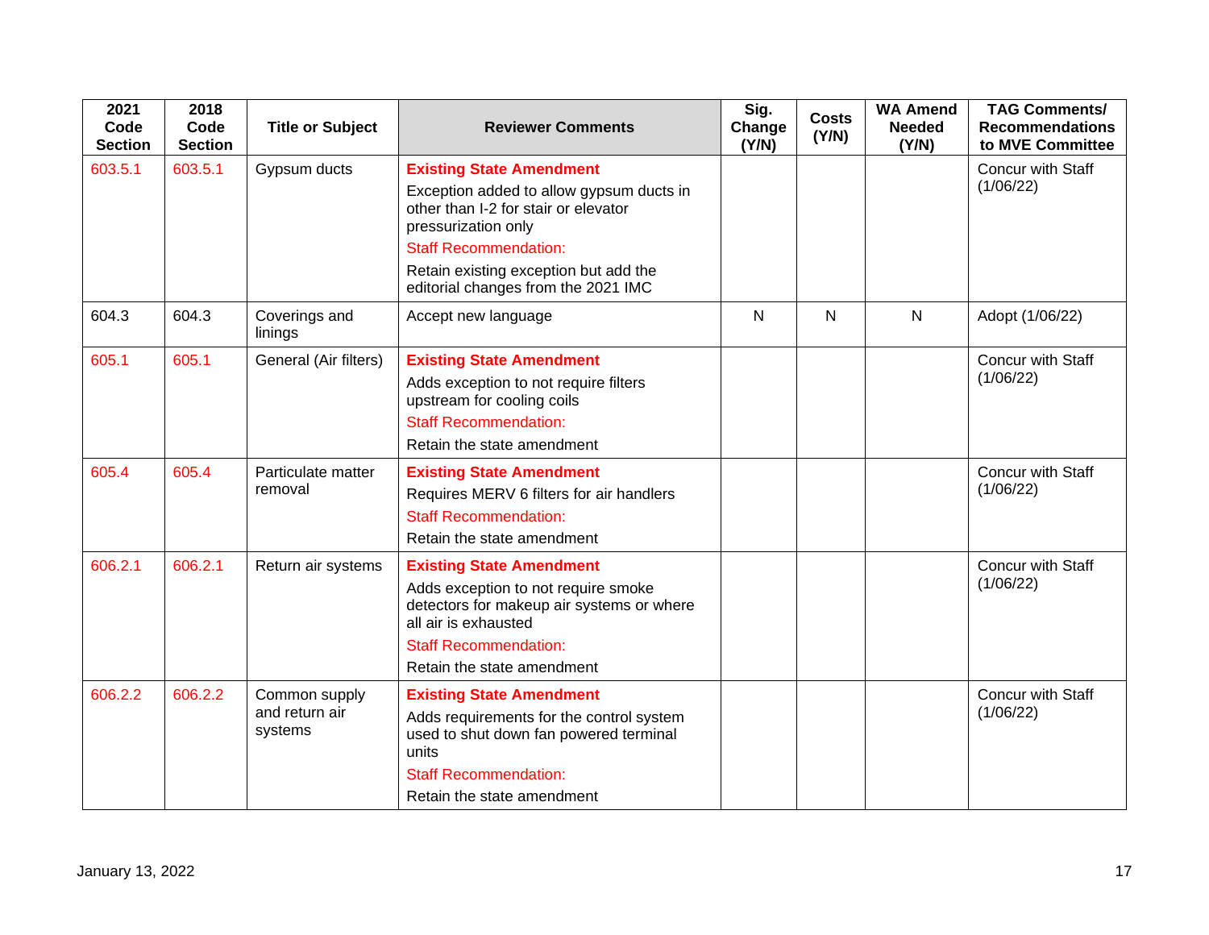| 2021 Code Section | 2018 Code Section | Title or Subject | Reviewer Comments | Sig. Change (Y/N) | Costs (Y/N) | WA Amend Needed (Y/N) | TAG Comments/ Recommendations to MVE Committee |
|---|---|---|---|---|---|---|---|
| 603.5.1 | 603.5.1 | Gypsum ducts | **Existing State Amendment**<br>Exception added to allow gypsum ducts in other than I-2 for stair or elevator pressurization only<br>Staff Recommendation:<br>Retain existing exception but add the editorial changes from the 2021 IMC | | | | Concur with Staff (1/06/22) |
| 604.3 | 604.3 | Coverings and linings | Accept new language | N | N | N | Adopt (1/06/22) |
| 605.1 | 605.1 | General (Air filters) | **Existing State Amendment**<br>Adds exception to not require filters upstream for cooling coils<br>Staff Recommendation:<br>Retain the state amendment | | | | Concur with Staff (1/06/22) |
| 605.4 | 605.4 | Particulate matter removal | **Existing State Amendment**<br>Requires MERV 6 filters for air handlers<br>Staff Recommendation:<br>Retain the state amendment | | | | Concur with Staff (1/06/22) |
| 606.2.1 | 606.2.1 | Return air systems | **Existing State Amendment**<br>Adds exception to not require smoke detectors for makeup air systems or where all air is exhausted<br>Staff Recommendation:<br>Retain the state amendment | | | | Concur with Staff (1/06/22) |
| 606.2.2 | 606.2.2 | Common supply and return air systems | **Existing State Amendment**<br>Adds requirements for the control system used to shut down fan powered terminal units<br>Staff Recommendation:<br>Retain the state amendment | | | | Concur with Staff (1/06/22) |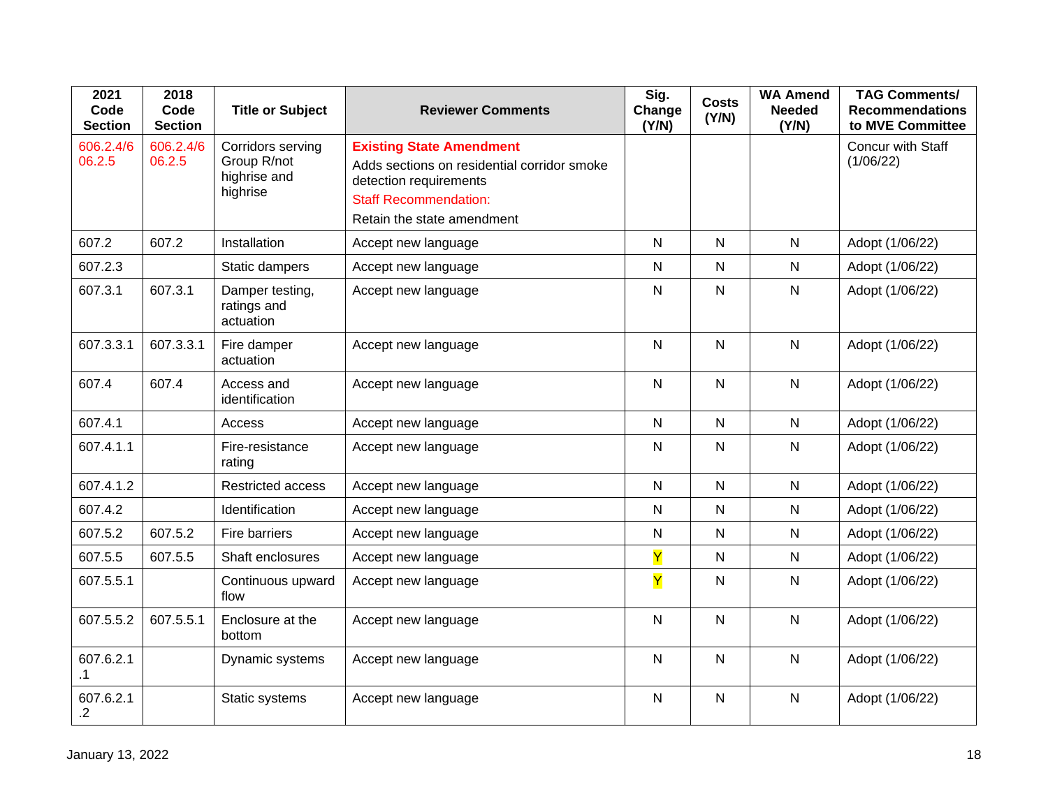| 2021 Code Section | 2018 Code Section | Title or Subject | Reviewer Comments | Sig. Change (Y/N) | Costs (Y/N) | WA Amend Needed (Y/N) | TAG Comments/ Recommendations to MVE Committee |
|---|---|---|---|---|---|---|---|
| 606.2.4/606.2.5 | 606.2.4/606.2.5 | Corridors serving Group R/not highrise and highrise | **Existing State Amendment** Adds sections on residential corridor smoke detection requirements Staff Recommendation: Retain the state amendment | | | | Concur with Staff (1/06/22) |
| 607.2 | 607.2 | Installation | Accept new language | N | N | N | Adopt (1/06/22) |
| 607.2.3 | | Static dampers | Accept new language | N | N | N | Adopt (1/06/22) |
| 607.3.1 | 607.3.1 | Damper testing, ratings and actuation | Accept new language | N | N | N | Adopt (1/06/22) |
| 607.3.3.1 | 607.3.3.1 | Fire damper actuation | Accept new language | N | N | N | Adopt (1/06/22) |
| 607.4 | 607.4 | Access and identification | Accept new language | N | N | N | Adopt (1/06/22) |
| 607.4.1 | | Access | Accept new language | N | N | N | Adopt (1/06/22) |
| 607.4.1.1 | | Fire-resistance rating | Accept new language | N | N | N | Adopt (1/06/22) |
| 607.4.1.2 | | Restricted access | Accept new language | N | N | N | Adopt (1/06/22) |
| 607.4.2 | | Identification | Accept new language | N | N | N | Adopt (1/06/22) |
| 607.5.2 | 607.5.2 | Fire barriers | Accept new language | N | N | N | Adopt (1/06/22) |
| 607.5.5 | 607.5.5 | Shaft enclosures | Accept new language | Y | N | N | Adopt (1/06/22) |
| 607.5.5.1 | | Continuous upward flow | Accept new language | Y | N | N | Adopt (1/06/22) |
| 607.5.5.2 | 607.5.5.1 | Enclosure at the bottom | Accept new language | N | N | N | Adopt (1/06/22) |
| 607.6.2.1.1 | | Dynamic systems | Accept new language | N | N | N | Adopt (1/06/22) |
| 607.6.2.1.2 | | Static systems | Accept new language | N | N | N | Adopt (1/06/22) |

January 13, 2022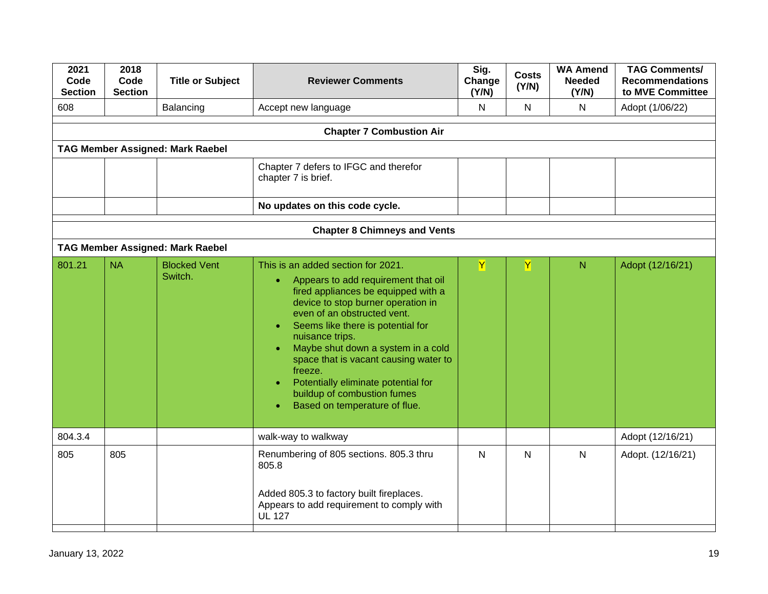| 2021 Code Section | 2018 Code Section | Title or Subject | Reviewer Comments | Sig. Change (Y/N) | Costs (Y/N) | WA Amend Needed (Y/N) | TAG Comments/ Recommendations to MVE Committee |
|---|---|---|---|---|---|---|---|
| 608 | | Balancing | Accept new language | N | N | N | Adopt (1/06/22) |
| | | | | | | | |
| **Chapter 7 Combustion Air** | | | | | | | |
| **TAG Member Assigned: Mark Raebel** | | | | | | | |
| | | | Chapter 7 defers to IFGC and therefor chapter 7 is brief. | | | | |
| | | | **No updates on this code cycle.** | | | | |
| | | | | | | | |
| **Chapter 8 Chimneys and Vents** | | | | | | | |
| **TAG Member Assigned: Mark Raebel** | | | | | | | |
| 801.21 | NA | Blocked Vent Switch. | This is an added section for 2021. <br>• Appears to add requirement that oil fired appliances be equipped with a device to stop burner operation in even of an obstructed vent. <br>• Seems like there is potential for nuisance trips. <br>• Maybe shut down a system in a cold space that is vacant causing water to freeze. <br>• Potentially eliminate potential for buildup of combustion fumes <br>• Based on temperature of flue. | Y | Y | N | Adopt (12/16/21) |
| 804.3.4 | | | walk-way to walkway | | | | Adopt (12/16/21) |
| 805 | 805 | | Renumbering of 805 sections. 805.3 thru 805.8<br><br>Added 805.3 to factory built fireplaces. Appears to add requirement to comply with UL 127 | N | N | N | Adopt. (12/16/21) |
| | | | | | | | |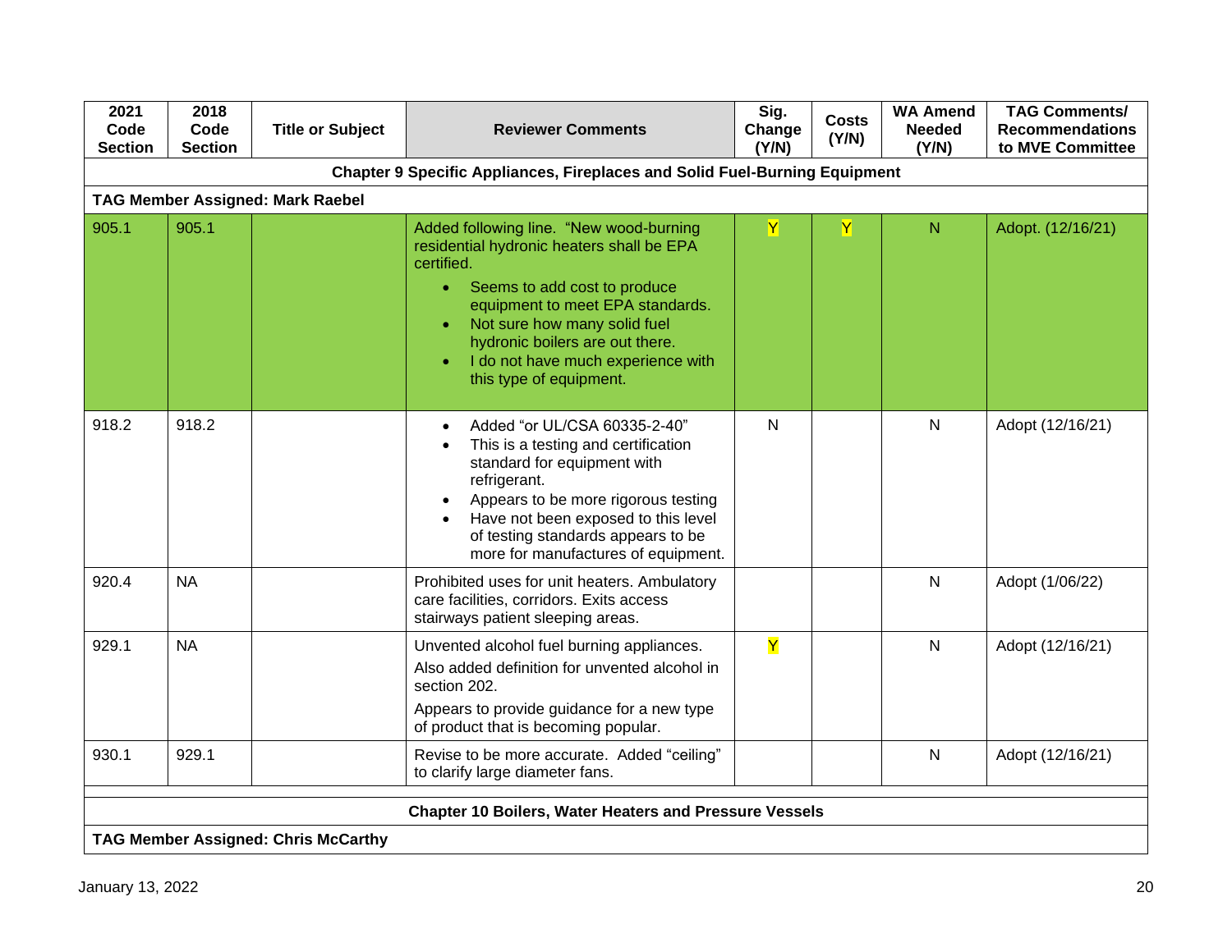| 2021 Code Section | 2018 Code Section | Title or Subject | Reviewer Comments | Sig. Change (Y/N) | Costs (Y/N) | WA Amend Needed (Y/N) | TAG Comments/ Recommendations to MVE Committee |
|---|---|---|---|---|---|---|---|
| **Chapter 9 Specific Appliances, Fireplaces and Solid Fuel-Burning Equipment** | | | | | | | |
| **TAG Member Assigned: Mark Raebel** | | | | | | | |
| 905.1 | 905.1 | | Added following line. "New wood-burning residential hydronic heaters shall be EPA certified.<br>• Seems to add cost to produce equipment to meet EPA standards.<br>• Not sure how many solid fuel hydronic boilers are out there.<br>• I do not have much experience with this type of equipment. | Y | Y | N | Adopt. (12/16/21) |
| 918.2 | 918.2 | | • Added "or UL/CSA 60335-2-40"<br>• This is a testing and certification standard for equipment with refrigerant.<br>• Appears to be more rigorous testing<br>• Have not been exposed to this level of testing standards appears to be more for manufactures of equipment. | N | | N | Adopt (12/16/21) |
| 920.4 | NA | | Prohibited uses for unit heaters. Ambulatory care facilities, corridors. Exits access stairways patient sleeping areas. | | | N | Adopt (1/06/22) |
| 929.1 | NA | | Unvented alcohol fuel burning appliances.<br>Also added definition for unvented alcohol in section 202.<br>Appears to provide guidance for a new type of product that is becoming popular. | Y | | N | Adopt (12/16/21) |
| 930.1 | 929.1 | | Revise to be more accurate. Added "ceiling" to clarify large diameter fans. | | | N | Adopt (12/16/21) |
| | | | | | | | |
| **Chapter 10 Boilers, Water Heaters and Pressure Vessels** | | | | | | | |
| **TAG Member Assigned: Chris McCarthy** | | | | | | | |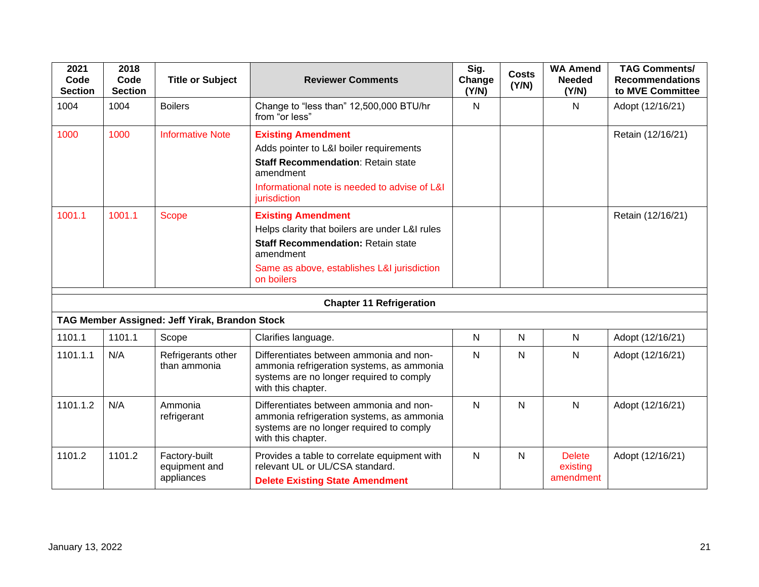| 2021 Code Section | 2018 Code Section | Title or Subject | Reviewer Comments | Sig. Change (Y/N) | Costs (Y/N) | WA Amend Needed (Y/N) | TAG Comments/ Recommendations to MVE Committee |
|---|---|---|---|---|---|---|---|
| 1004 | 1004 | Boilers | Change to "less than" 12,500,000 BTU/hr from "or less" | N | | N | Adopt (12/16/21) |
| 1000 | 1000 | Informative Note | **Existing Amendment** Adds pointer to L&I boiler requirements **Staff Recommendation**: Retain state amendment Informational note is needed to advise of L&I jurisdiction | | | | Retain (12/16/21) |
| 1001.1 | 1001.1 | Scope | **Existing Amendment** Helps clarity that boilers are under L&I rules **Staff Recommendation:** Retain state amendment Same as above, establishes L&I jurisdiction on boilers | | | | Retain (12/16/21) |
| | | | | | | | |
| | | | **Chapter 11 Refrigeration** | | | | |
| **TAG Member Assigned: Jeff Yirak, Brandon Stock** | | | | | | | |
| 1101.1 | 1101.1 | Scope | Clarifies language. | N | N | N | Adopt (12/16/21) |
| 1101.1.1 | N/A | Refrigerants other than ammonia | Differentiates between ammonia and non-ammonia refrigeration systems, as ammonia systems are no longer required to comply with this chapter. | N | N | N | Adopt (12/16/21) |
| 1101.1.2 | N/A | Ammonia refrigerant | Differentiates between ammonia and non-ammonia refrigeration systems, as ammonia systems are no longer required to comply with this chapter. | N | N | N | Adopt (12/16/21) |
| 1101.2 | 1101.2 | Factory-built equipment and appliances | Provides a table to correlate equipment with relevant UL or UL/CSA standard. **Delete Existing State Amendment** | N | N | Delete existing amendment | Adopt (12/16/21) |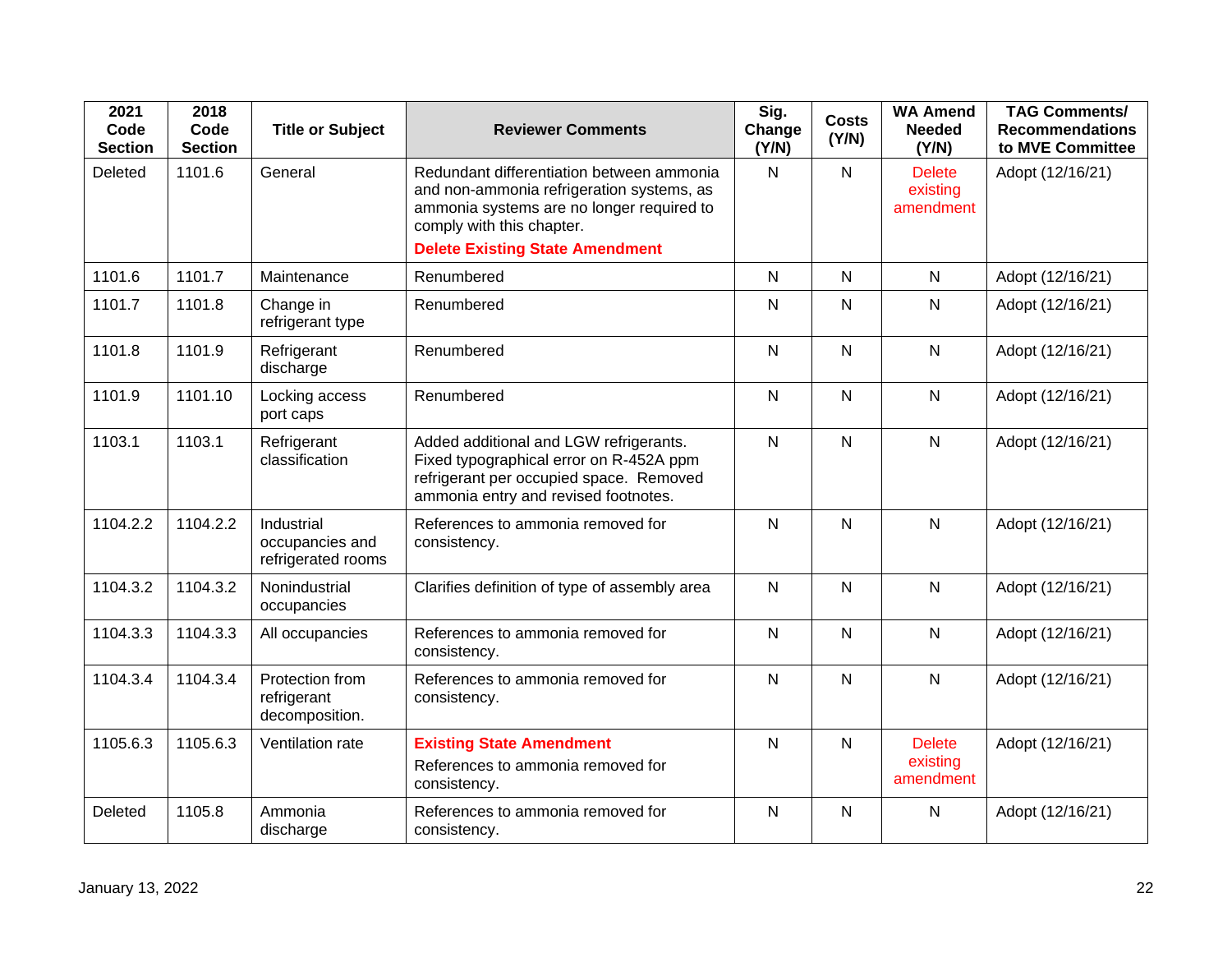| 2021 Code Section | 2018 Code Section | Title or Subject | Reviewer Comments | Sig. Change (Y/N) | Costs (Y/N) | WA Amend Needed (Y/N) | TAG Comments/ Recommendations to MVE Committee |
|---|---|---|---|---|---|---|---|
| Deleted | 1101.6 | General | Redundant differentiation between ammonia and non-ammonia refrigeration systems, as ammonia systems are no longer required to comply with this chapter. **Delete Existing State Amendment** | N | N | Delete existing amendment | Adopt (12/16/21) |
| 1101.6 | 1101.7 | Maintenance | Renumbered | N | N | N | Adopt (12/16/21) |
| 1101.7 | 1101.8 | Change in refrigerant type | Renumbered | N | N | N | Adopt (12/16/21) |
| 1101.8 | 1101.9 | Refrigerant discharge | Renumbered | N | N | N | Adopt (12/16/21) |
| 1101.9 | 1101.10 | Locking access port caps | Renumbered | N | N | N | Adopt (12/16/21) |
| 1103.1 | 1103.1 | Refrigerant classification | Added additional and LGW refrigerants. Fixed typographical error on R-452A ppm refrigerant per occupied space. Removed ammonia entry and revised footnotes. | N | N | N | Adopt (12/16/21) |
| 1104.2.2 | 1104.2.2 | Industrial occupancies and refrigerated rooms | References to ammonia removed for consistency. | N | N | N | Adopt (12/16/21) |
| 1104.3.2 | 1104.3.2 | Nonindustrial occupancies | Clarifies definition of type of assembly area | N | N | N | Adopt (12/16/21) |
| 1104.3.3 | 1104.3.3 | All occupancies | References to ammonia removed for consistency. | N | N | N | Adopt (12/16/21) |
| 1104.3.4 | 1104.3.4 | Protection from refrigerant decomposition. | References to ammonia removed for consistency. | N | N | N | Adopt (12/16/21) |
| 1105.6.3 | 1105.6.3 | Ventilation rate | **Existing State Amendment** References to ammonia removed for consistency. | N | N | Delete existing amendment | Adopt (12/16/21) |
| Deleted | 1105.8 | Ammonia discharge | References to ammonia removed for consistency. | N | N | N | Adopt (12/16/21) |

January 13, 2022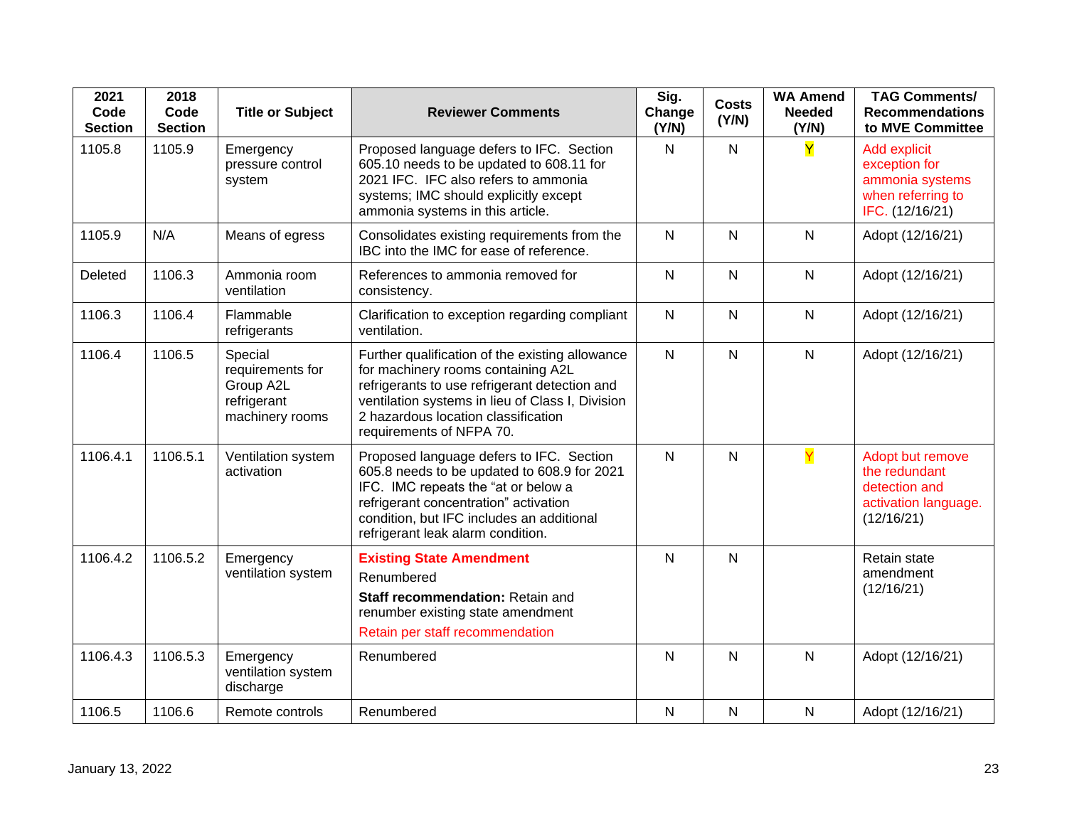| 2021 Code Section | 2018 Code Section | Title or Subject | Reviewer Comments | Sig. Change (Y/N) | Costs (Y/N) | WA Amend Needed (Y/N) | TAG Comments/ Recommendations to MVE Committee |
|---|---|---|---|---|---|---|---|
| 1105.8 | 1105.9 | Emergency pressure control system | Proposed language defers to IFC. Section 605.10 needs to be updated to 608.11 for 2021 IFC. IFC also refers to ammonia systems; IMC should explicitly except ammonia systems in this article. | N | N | Y | Add explicit exception for ammonia systems when referring to IFC. (12/16/21) |
| 1105.9 | N/A | Means of egress | Consolidates existing requirements from the IBC into the IMC for ease of reference. | N | N | N | Adopt (12/16/21) |
| Deleted | 1106.3 | Ammonia room ventilation | References to ammonia removed for consistency. | N | N | N | Adopt (12/16/21) |
| 1106.3 | 1106.4 | Flammable refrigerants | Clarification to exception regarding compliant ventilation. | N | N | N | Adopt (12/16/21) |
| 1106.4 | 1106.5 | Special requirements for Group A2L refrigerant machinery rooms | Further qualification of the existing allowance for machinery rooms containing A2L refrigerants to use refrigerant detection and ventilation systems in lieu of Class I, Division 2 hazardous location classification requirements of NFPA 70. | N | N | N | Adopt (12/16/21) |
| 1106.4.1 | 1106.5.1 | Ventilation system activation | Proposed language defers to IFC. Section 605.8 needs to be updated to 608.9 for 2021 IFC. IMC repeats the "at or below a refrigerant concentration" activation condition, but IFC includes an additional refrigerant leak alarm condition. | N | N | Y | Adopt but remove the redundant detection and activation language. (12/16/21) |
| 1106.4.2 | 1106.5.2 | Emergency ventilation system | **Existing State Amendment**<br>Renumbered<br>**Staff recommendation:** Retain and renumber existing state amendment<br>Retain per staff recommendation | N | N | | Retain state amendment (12/16/21) |
| 1106.4.3 | 1106.5.3 | Emergency ventilation system discharge | Renumbered | N | N | N | Adopt (12/16/21) |
| 1106.5 | 1106.6 | Remote controls | Renumbered | N | N | N | Adopt (12/16/21) |

January 13, 2022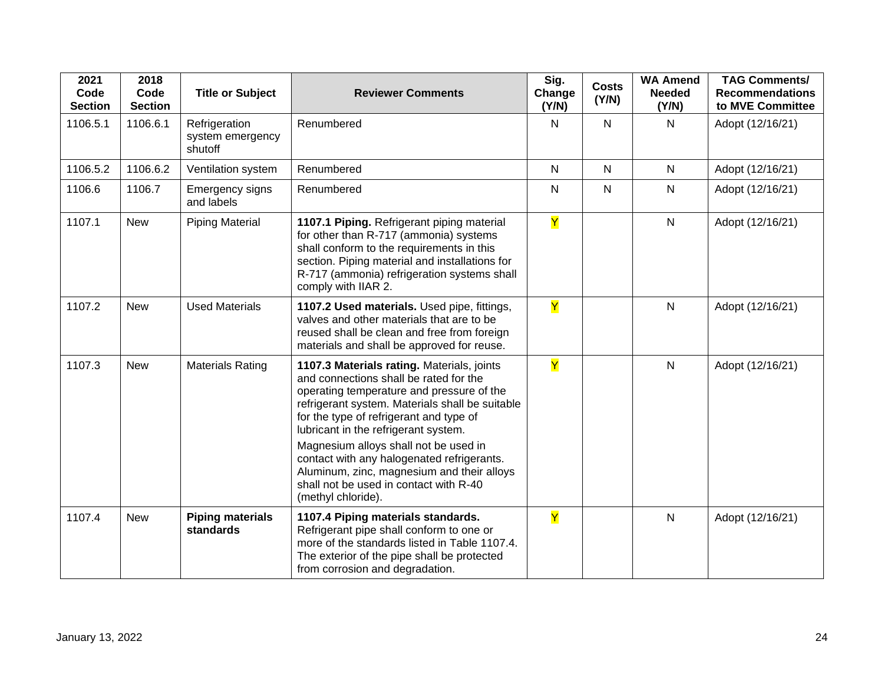| 2021 Code Section | 2018 Code Section | Title or Subject | Reviewer Comments | Sig. Change (Y/N) | Costs (Y/N) | WA Amend Needed (Y/N) | TAG Comments/ Recommendations to MVE Committee |
|---|---|---|---|---|---|---|---|
| 1106.5.1 | 1106.6.1 | Refrigeration system emergency shutoff | Renumbered | N | N | N | Adopt (12/16/21) |
| 1106.5.2 | 1106.6.2 | Ventilation system | Renumbered | N | N | N | Adopt (12/16/21) |
| 1106.6 | 1106.7 | Emergency signs and labels | Renumbered | N | N | N | Adopt (12/16/21) |
| 1107.1 | New | Piping Material | **1107.1 Piping.** Refrigerant piping material for other than R-717 (ammonia) systems shall conform to the requirements in this section. Piping material and installations for R-717 (ammonia) refrigeration systems shall comply with IIAR 2. | Y | | N | Adopt (12/16/21) |
| 1107.2 | New | Used Materials | **1107.2 Used materials.** Used pipe, fittings, valves and other materials that are to be reused shall be clean and free from foreign materials and shall be approved for reuse. | Y | | N | Adopt (12/16/21) |
| 1107.3 | New | Materials Rating | **1107.3 Materials rating.** Materials, joints and connections shall be rated for the operating temperature and pressure of the refrigerant system. Materials shall be suitable for the type of refrigerant and type of lubricant in the refrigerant system.<br>Magnesium alloys shall not be used in contact with any halogenated refrigerants. Aluminum, zinc, magnesium and their alloys shall not be used in contact with R-40 (methyl chloride). | Y | | N | Adopt (12/16/21) |
| 1107.4 | New | **Piping materials standards** | **1107.4 Piping materials standards.** Refrigerant pipe shall conform to one or more of the standards listed in Table 1107.4. The exterior of the pipe shall be protected from corrosion and degradation. | Y | | N | Adopt (12/16/21) |

January 13, 2022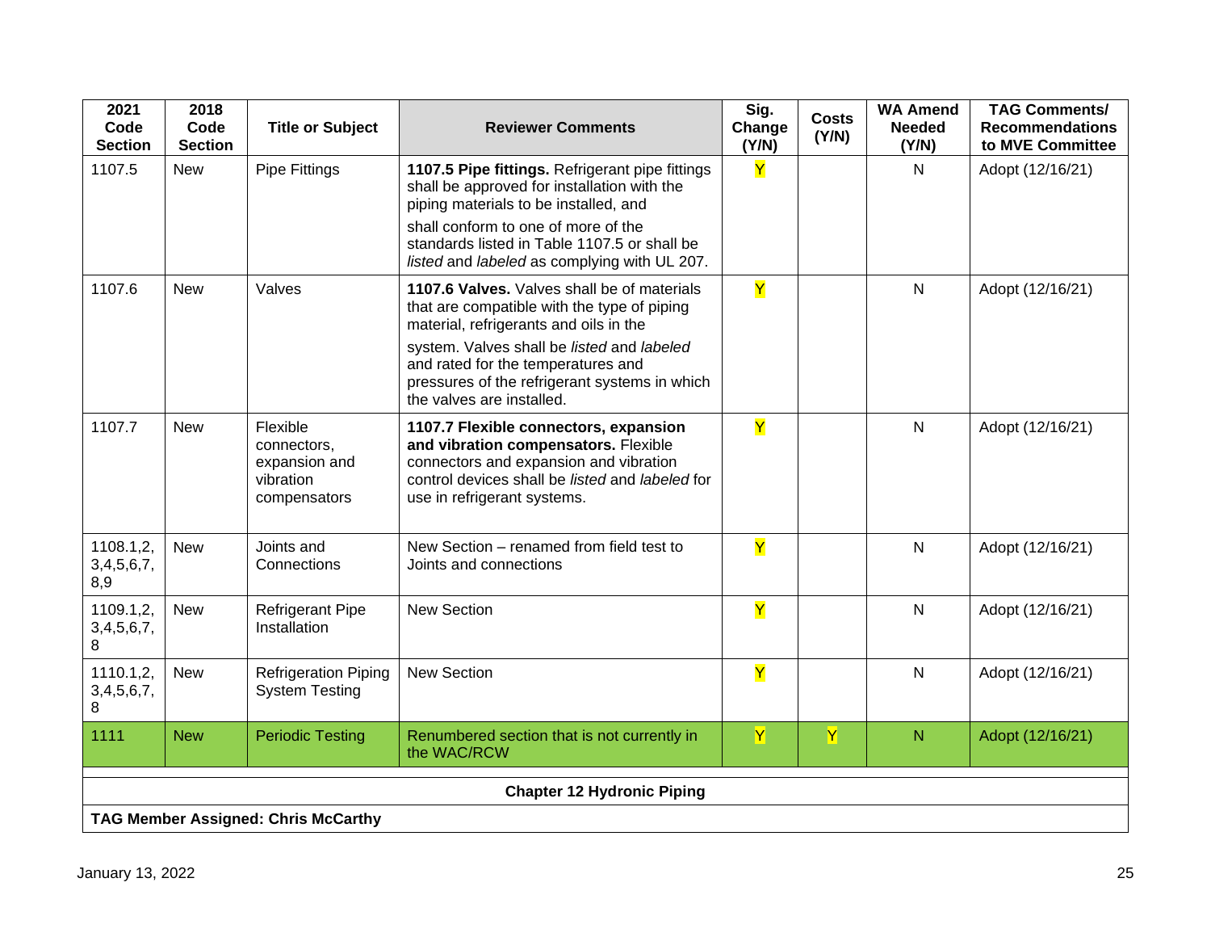| 2021 Code Section | 2018 Code Section | Title or Subject | Reviewer Comments | Sig. Change (Y/N) | Costs (Y/N) | WA Amend Needed (Y/N) | TAG Comments/ Recommendations to MVE Committee |
|---|---|---|---|---|---|---|---|
| 1107.5 | New | Pipe Fittings | **1107.5 Pipe fittings.** Refrigerant pipe fittings shall be approved for installation with the piping materials to be installed, and shall conform to one of more of the standards listed in Table 1107.5 or shall be *listed* and *labeled* as complying with UL 207. | Y | | N | Adopt (12/16/21) |
| 1107.6 | New | Valves | **1107.6 Valves.** Valves shall be of materials that are compatible with the type of piping material, refrigerants and oils in the system. Valves shall be *listed* and *labeled* and rated for the temperatures and pressures of the refrigerant systems in which the valves are installed. | Y | | N | Adopt (12/16/21) |
| 1107.7 | New | Flexible connectors, expansion and vibration compensators | **1107.7 Flexible connectors, expansion and vibration compensators.** Flexible connectors and expansion and vibration control devices shall be *listed* and *labeled* for use in refrigerant systems. | Y | | N | Adopt (12/16/21) |
| 1108.1,2, 3,4,5,6,7, 8,9 | New | Joints and Connections | New Section – renamed from field test to Joints and connections | Y | | N | Adopt (12/16/21) |
| 1109.1,2, 3,4,5,6,7, 8 | New | Refrigerant Pipe Installation | New Section | Y | | N | Adopt (12/16/21) |
| 1110.1,2, 3,4,5,6,7, 8 | New | Refrigeration Piping System Testing | New Section | Y | | N | Adopt (12/16/21) |
| 1111 | New | Periodic Testing | Renumbered section that is not currently in the WAC/RCW | Y | Y | N | Adopt (12/16/21) |
| | | | | | | | |
| **Chapter 12 Hydronic Piping** | | | | | | | |
| **TAG Member Assigned: Chris McCarthy** | | | | | | | |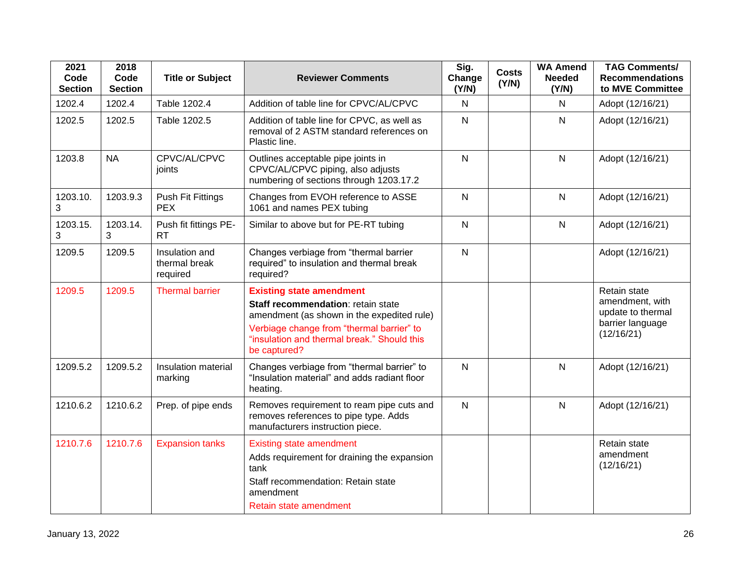| 2021 Code Section | 2018 Code Section | Title or Subject | Reviewer Comments | Sig. Change (Y/N) | Costs (Y/N) | WA Amend Needed (Y/N) | TAG Comments/ Recommendations to MVE Committee |
|---|---|---|---|---|---|---|---|
| 1202.4 | 1202.4 | Table 1202.4 | Addition of table line for CPVC/AL/CPVC | N | | N | Adopt (12/16/21) |
| 1202.5 | 1202.5 | Table 1202.5 | Addition of table line for CPVC, as well as removal of 2 ASTM standard references on Plastic line. | N | | N | Adopt (12/16/21) |
| 1203.8 | NA | CPVC/AL/CPVC joints | Outlines acceptable pipe joints in CPVC/AL/CPVC piping, also adjusts numbering of sections through 1203.17.2 | N | | N | Adopt (12/16/21) |
| 1203.10.3 | 1203.9.3 | Push Fit Fittings PEX | Changes from EVOH reference to ASSE 1061 and names PEX tubing | N | | N | Adopt (12/16/21) |
| 1203.15.3 | 1203.14.3 | Push fit fittings PE-RT | Similar to above but for PE-RT tubing | N | | N | Adopt (12/16/21) |
| 1209.5 | 1209.5 | Insulation and thermal break required | Changes verbiage from "thermal barrier required" to insulation and thermal break required? | N | | | Adopt (12/16/21) |
| 1209.5 | 1209.5 | Thermal barrier | **Existing state amendment** **Staff recommendation**: retain state amendment (as shown in the expedited rule) Verbiage change from "thermal barrier" to "insulation and thermal break." Should this be captured? | | | | Retain state amendment, with update to thermal barrier language (12/16/21) |
| 1209.5.2 | 1209.5.2 | Insulation material marking | Changes verbiage from "thermal barrier" to "Insulation material" and adds radiant floor heating. | N | | N | Adopt (12/16/21) |
| 1210.6.2 | 1210.6.2 | Prep. of pipe ends | Removes requirement to ream pipe cuts and removes references to pipe type. Adds manufacturers instruction piece. | N | | N | Adopt (12/16/21) |
| 1210.7.6 | 1210.7.6 | Expansion tanks | Existing state amendment Adds requirement for draining the expansion tank Staff recommendation: Retain state amendment Retain state amendment | | | | Retain state amendment (12/16/21) |

January 13, 2022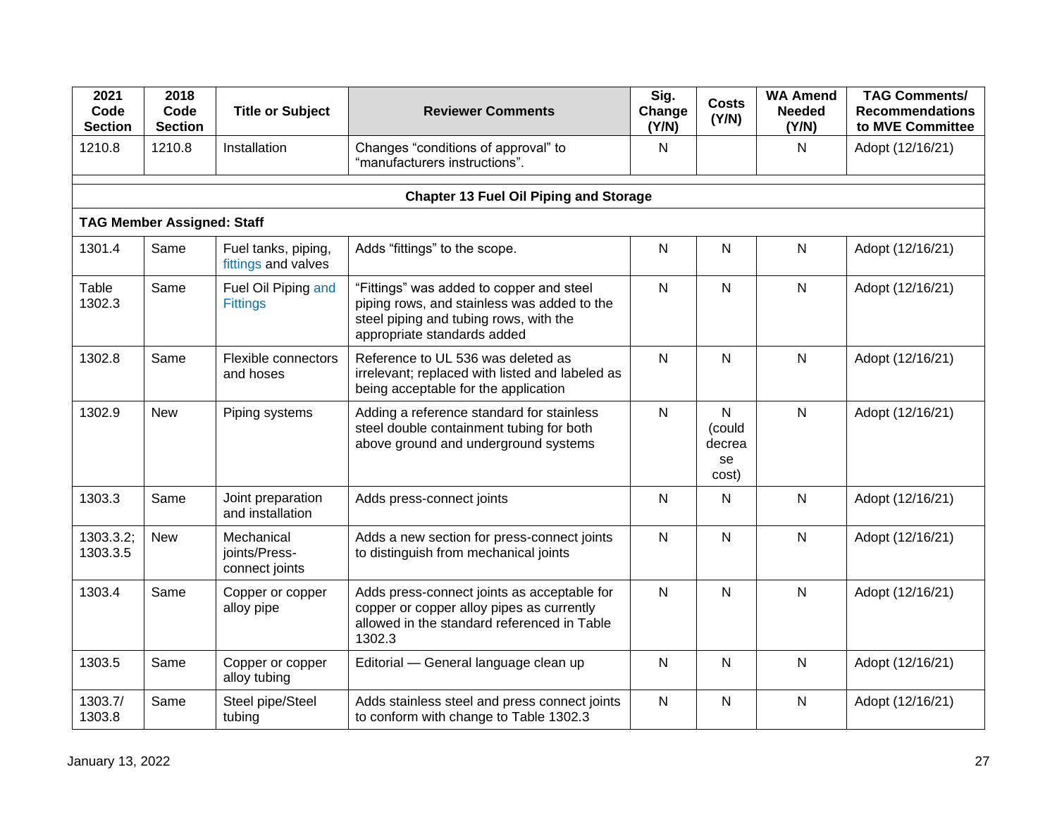| 2021 Code Section | 2018 Code Section | Title or Subject | Reviewer Comments | Sig. Change (Y/N) | Costs (Y/N) | WA Amend Needed (Y/N) | TAG Comments/ Recommendations to MVE Committee |
|---|---|---|---|---|---|---|---|
| 1210.8 | 1210.8 | Installation | Changes “conditions of approval” to “manufacturers instructions”. | N | | N | Adopt (12/16/21) |
| | | | | | | | |
| **Chapter 13 Fuel Oil Piping and Storage** | | | | | | | |
| **TAG Member Assigned: Staff** | | | | | | | |
| 1301.4 | Same | Fuel tanks, piping, fittings and valves | Adds “fittings” to the scope. | N | N | N | Adopt (12/16/21) |
| Table 1302.3 | Same | Fuel Oil Piping and Fittings | “Fittings” was added to copper and steel piping rows, and stainless was added to the steel piping and tubing rows, with the appropriate standards added | N | N | N | Adopt (12/16/21) |
| 1302.8 | Same | Flexible connectors and hoses | Reference to UL 536 was deleted as irrelevant; replaced with listed and labeled as being acceptable for the application | N | N | N | Adopt (12/16/21) |
| 1302.9 | New | Piping systems | Adding a reference standard for stainless steel double containment tubing for both above ground and underground systems | N | N (could decrease cost) | N | Adopt (12/16/21) |
| 1303.3 | Same | Joint preparation and installation | Adds press-connect joints | N | N | N | Adopt (12/16/21) |
| 1303.3.2; 1303.3.5 | New | Mechanical joints/Press-connect joints | Adds a new section for press-connect joints to distinguish from mechanical joints | N | N | N | Adopt (12/16/21) |
| 1303.4 | Same | Copper or copper alloy pipe | Adds press-connect joints as acceptable for copper or copper alloy pipes as currently allowed in the standard referenced in Table 1302.3 | N | N | N | Adopt (12/16/21) |
| 1303.5 | Same | Copper or copper alloy tubing | Editorial — General language clean up | N | N | N | Adopt (12/16/21) |
| 1303.7/ 1303.8 | Same | Steel pipe/Steel tubing | Adds stainless steel and press connect joints to conform with change to Table 1302.3 | N | N | N | Adopt (12/16/21) |

January 13, 2022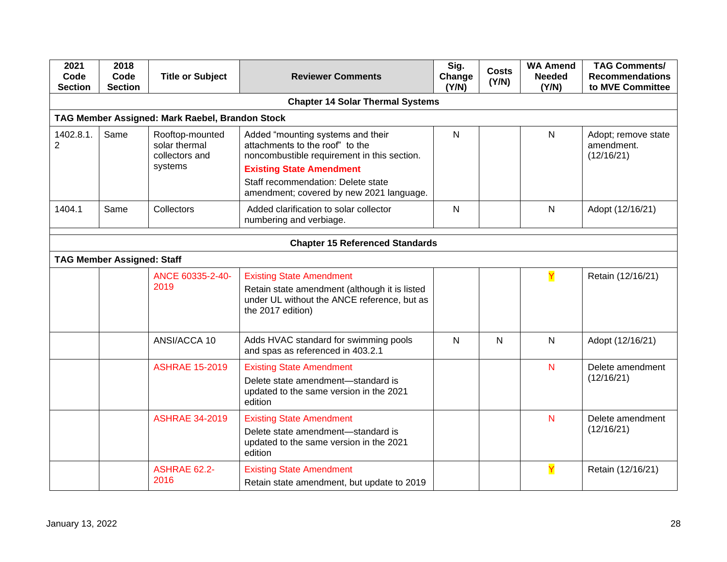| 2021 Code Section | 2018 Code Section | Title or Subject | Reviewer Comments | Sig. Change (Y/N) | Costs (Y/N) | WA Amend Needed (Y/N) | TAG Comments/ Recommendations to MVE Committee |
|---|---|---|---|---|---|---|---|
| **Chapter 14 Solar Thermal Systems** | | | | | | | |
| **TAG Member Assigned: Mark Raebel, Brandon Stock** | | | | | | | |
| 1402.8.1.2 | Same | Rooftop-mounted solar thermal collectors and systems | Added "mounting systems and their attachments to the roof" to the noncombustible requirement in this section. **Existing State Amendment** Staff recommendation: Delete state amendment; covered by new 2021 language. | N | | N | Adopt; remove state amendment. (12/16/21) |
| 1404.1 | Same | Collectors | Added clarification to solar collector numbering and verbiage. | N | | N | Adopt (12/16/21) |
| **Chapter 15 Referenced Standards** | | | | | | | |
| **TAG Member Assigned: Staff** | | | | | | | |
| | | ANCE 60335-2-40-2019 | Existing State Amendment Retain state amendment (although it is listed under UL without the ANCE reference, but as the 2017 edition) | | | Y | Retain (12/16/21) |
| | | ANSI/ACCA 10 | Adds HVAC standard for swimming pools and spas as referenced in 403.2.1 | N | N | N | Adopt (12/16/21) |
| | | ASHRAE 15-2019 | Existing State Amendment Delete state amendment—standard is updated to the same version in the 2021 edition | | | N | Delete amendment (12/16/21) |
| | | ASHRAE 34-2019 | Existing State Amendment Delete state amendment—standard is updated to the same version in the 2021 edition | | | N | Delete amendment (12/16/21) |
| | | ASHRAE 62.2-2016 | Existing State Amendment Retain state amendment, but update to 2019 | | | Y | Retain (12/16/21) |

January 13, 2022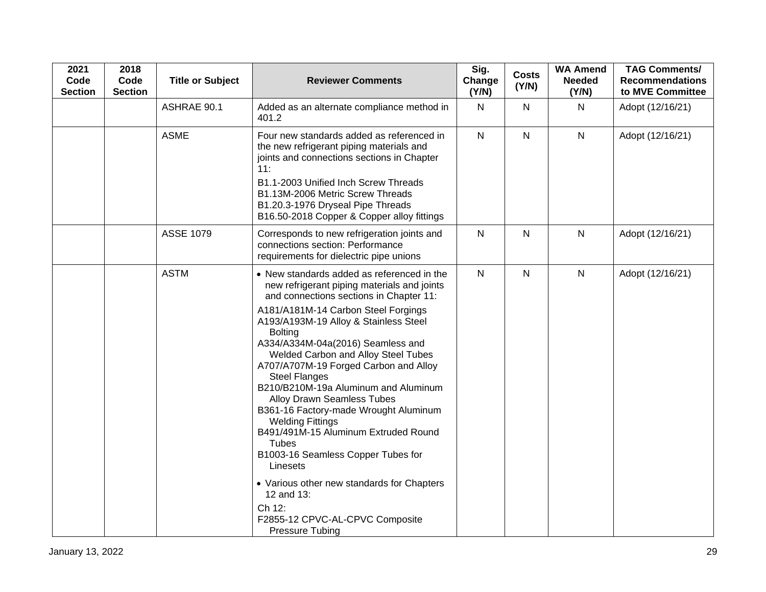| 2021 Code Section | 2018 Code Section | Title or Subject | Reviewer Comments | Sig. Change (Y/N) | Costs (Y/N) | WA Amend Needed (Y/N) | TAG Comments/ Recommendations to MVE Committee |
|---|---|---|---|---|---|---|---|
| | | ASHRAE 90.1 | Added as an alternate compliance method in 401.2 | N | N | N | Adopt (12/16/21) |
| | | ASME | Four new standards added as referenced in the new refrigerant piping materials and joints and connections sections in Chapter 11:<br><br>B1.1-2003 Unified Inch Screw Threads<br>B1.13M-2006 Metric Screw Threads<br>B1.20.3-1976 Dryseal Pipe Threads<br>B16.50-2018 Copper & Copper alloy fittings | N | N | N | Adopt (12/16/21) |
| | | ASSE 1079 | Corresponds to new refrigeration joints and connections section: Performance requirements for dielectric pipe unions | N | N | N | Adopt (12/16/21) |
| | | ASTM | • New standards added as referenced in the new refrigerant piping materials and joints and connections sections in Chapter 11:<br><br>A181/A181M-14 Carbon Steel Forgings<br>A193/A193M-19 Alloy & Stainless Steel Bolting<br>A334/A334M-04a(2016) Seamless and Welded Carbon and Alloy Steel Tubes<br>A707/A707M-19 Forged Carbon and Alloy Steel Flanges<br>B210/B210M-19a Aluminum and Aluminum Alloy Drawn Seamless Tubes<br>B361-16 Factory-made Wrought Aluminum Welding Fittings<br>B491/491M-15 Aluminum Extruded Round Tubes<br>B1003-16 Seamless Copper Tubes for Linesets<br><br>• Various other new standards for Chapters 12 and 13:<br><br>Ch 12:<br>F2855-12 CPVC-AL-CPVC Composite Pressure Tubing | N | N | N | Adopt (12/16/21) |

January 13, 2022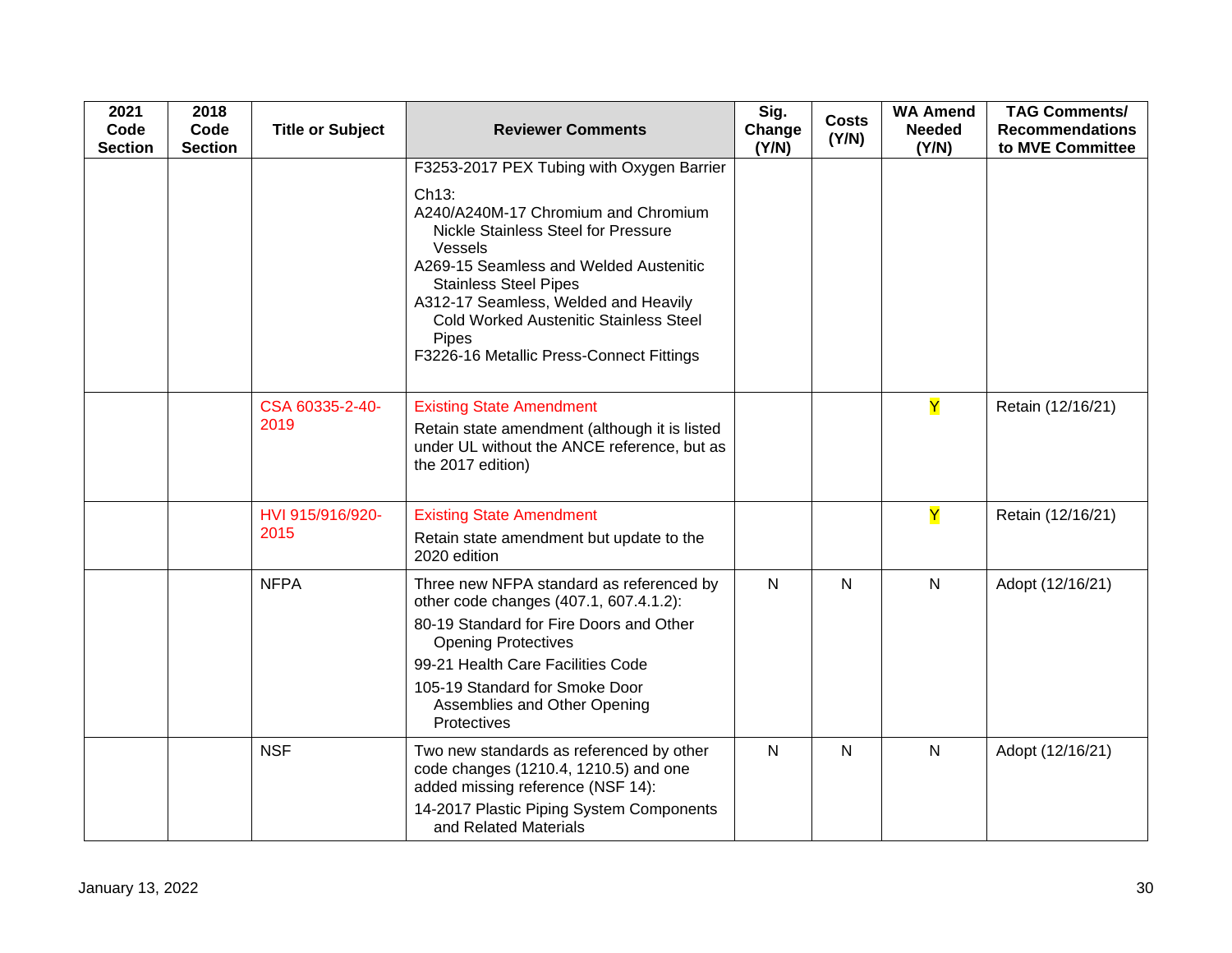| 2021 Code Section | 2018 Code Section | Title or Subject | Reviewer Comments | Sig. Change (Y/N) | Costs (Y/N) | WA Amend Needed (Y/N) | TAG Comments/ Recommendations to MVE Committee |
|---|---|---|---|---|---|---|---|
| | | | F3253-2017 PEX Tubing with Oxygen Barrier<br><br>Ch13:<br>A240/A240M-17 Chromium and Chromium Nickle Stainless Steel for Pressure Vessels<br>A269-15 Seamless and Welded Austenitic Stainless Steel Pipes<br>A312-17 Seamless, Welded and Heavily Cold Worked Austenitic Stainless Steel Pipes<br>F3226-16 Metallic Press-Connect Fittings | | | | |
| | | CSA 60335-2-40-2019 | Existing State Amendment<br>Retain state amendment (although it is listed under UL without the ANCE reference, but as the 2017 edition) | | | Y | Retain (12/16/21) |
| | | HVI 915/916/920-2015 | Existing State Amendment<br>Retain state amendment but update to the 2020 edition | | | Y | Retain (12/16/21) |
| | | NFPA | Three new NFPA standard as referenced by other code changes (407.1, 607.4.1.2):<br>80-19 Standard for Fire Doors and Other Opening Protectives<br>99-21 Health Care Facilities Code<br>105-19 Standard for Smoke Door Assemblies and Other Opening Protectives | N | N | N | Adopt (12/16/21) |
| | | NSF | Two new standards as referenced by other code changes (1210.4, 1210.5) and one added missing reference (NSF 14):<br>14-2017 Plastic Piping System Components and Related Materials | N | N | N | Adopt (12/16/21) |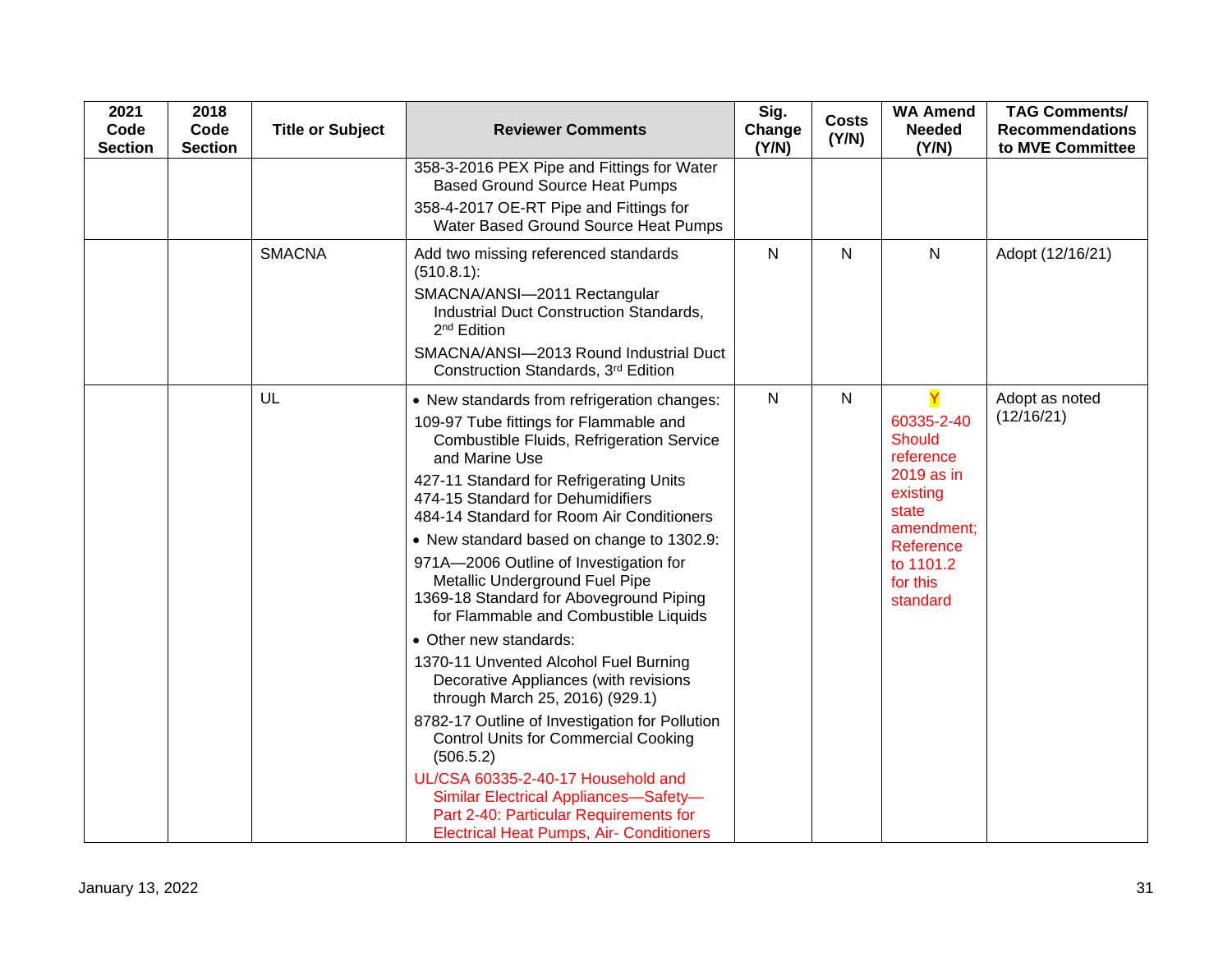| 2021 Code Section | 2018 Code Section | Title or Subject | Reviewer Comments | Sig. Change (Y/N) | Costs (Y/N) | WA Amend Needed (Y/N) | TAG Comments/ Recommendations to MVE Committee |
|---|---|---|---|---|---|---|---|
| | | | 358-3-2016 PEX Pipe and Fittings for Water Based Ground Source Heat Pumps<br>358-4-2017 OE-RT Pipe and Fittings for Water Based Ground Source Heat Pumps | | | | |
| | | SMACNA | Add two missing referenced standards (510.8.1):<br>SMACNA/ANSI—2011 Rectangular Industrial Duct Construction Standards, 2nd Edition<br>SMACNA/ANSI—2013 Round Industrial Duct Construction Standards, 3rd Edition | N | N | N | Adopt (12/16/21) |
| | | UL | • New standards from refrigeration changes:<br>109-97 Tube fittings for Flammable and Combustible Fluids, Refrigeration Service and Marine Use<br>427-11 Standard for Refrigerating Units<br>474-15 Standard for Dehumidifiers<br>484-14 Standard for Room Air Conditioners<br>• New standard based on change to 1302.9:<br>971A—2006 Outline of Investigation for Metallic Underground Fuel Pipe<br>1369-18 Standard for Aboveground Piping for Flammable and Combustible Liquids<br>• Other new standards:<br>1370-11 Unvented Alcohol Fuel Burning Decorative Appliances (with revisions through March 25, 2016) (929.1)<br>8782-17 Outline of Investigation for Pollution Control Units for Commercial Cooking (506.5.2)<br>UL/CSA 60335-2-40-17 Household and Similar Electrical Appliances—Safety—Part 2-40: Particular Requirements for Electrical Heat Pumps, Air- Conditioners | N | N | Y<br>60335-2-40 Should reference 2019 as in existing state amendment; Reference to 1101.2 for this standard | Adopt as noted (12/16/21) |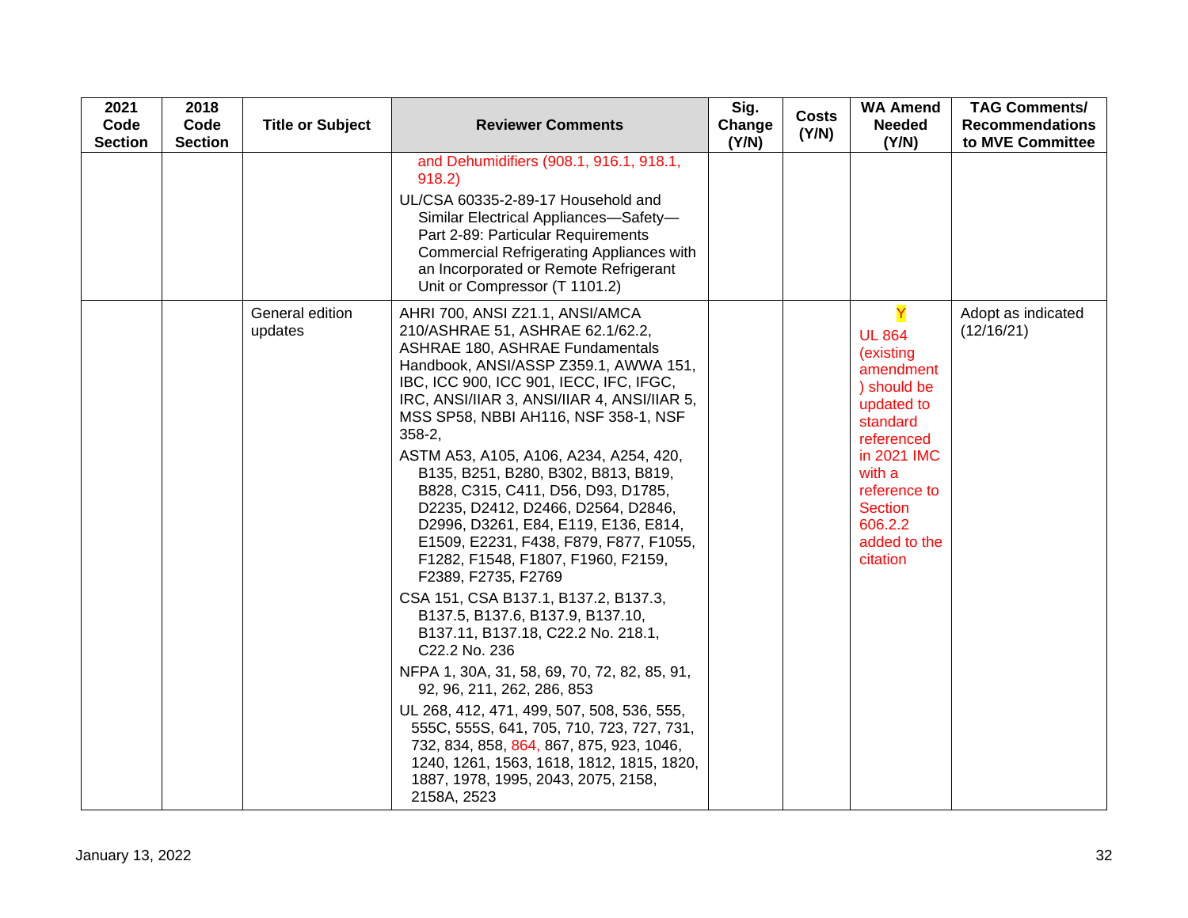| 2021 Code Section | 2018 Code Section | Title or Subject | Reviewer Comments | Sig. Change (Y/N) | Costs (Y/N) | WA Amend Needed (Y/N) | TAG Comments/ Recommendations to MVE Committee |
|---|---|---|---|---|---|---|---|
| | | | and Dehumidifiers (908.1, 916.1, 918.1, 918.2)<br>UL/CSA 60335-2-89-17 Household and Similar Electrical Appliances—Safety—Part 2-89: Particular Requirements Commercial Refrigerating Appliances with an Incorporated or Remote Refrigerant Unit or Compressor (T 1101.2) | | | | |
| | | General edition updates | AHRI 700, ANSI Z21.1, ANSI/AMCA 210/ASHRAE 51, ASHRAE 62.1/62.2, ASHRAE 180, ASHRAE Fundamentals Handbook, ANSI/ASSP Z359.1, AWWA 151, IBC, ICC 900, ICC 901, IECC, IFC, IFGC, IRC, ANSI/IIAR 3, ANSI/IIAR 4, ANSI/IIAR 5, MSS SP58, NBBI AH116, NSF 358-1, NSF 358-2,<br>ASTM A53, A105, A106, A234, A254, 420, B135, B251, B280, B302, B813, B819, B828, C315, C411, D56, D93, D1785, D2235, D2412, D2466, D2564, D2846, D2996, D3261, E84, E119, E136, E814, E1509, E2231, F438, F879, F877, F1055, F1282, F1548, F1807, F1960, F2159, F2389, F2735, F2769<br>CSA 151, CSA B137.1, B137.2, B137.3, B137.5, B137.6, B137.9, B137.10, B137.11, B137.18, C22.2 No. 218.1, C22.2 No. 236<br>NFPA 1, 30A, 31, 58, 69, 70, 72, 82, 85, 91, 92, 96, 211, 262, 286, 853<br>UL 268, 412, 471, 499, 507, 508, 536, 555, 555C, 555S, 641, 705, 710, 723, 727, 731, 732, 834, 858, 864, 867, 875, 923, 1046, 1240, 1261, 1563, 1618, 1812, 1815, 1820, 1887, 1978, 1995, 2043, 2075, 2158, 2158A, 2523 | | | Y<br>UL 864 (existing amendment) should be updated to standard referenced in 2021 IMC with a reference to Section 606.2.2 added to the citation | Adopt as indicated (12/16/21) |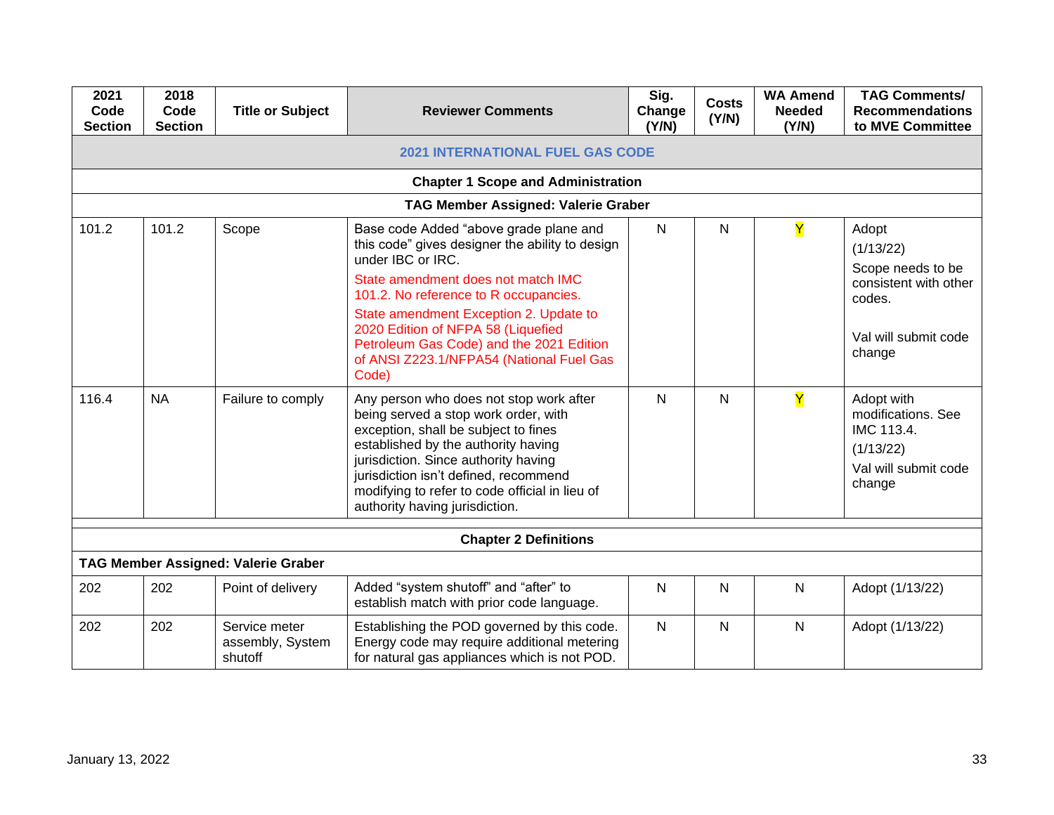| 2021 Code Section | 2018 Code Section | Title or Subject | Reviewer Comments | Sig. Change (Y/N) | Costs (Y/N) | WA Amend Needed (Y/N) | TAG Comments/ Recommendations to MVE Committee |
|---|---|---|---|---|---|---|---|
| **2021 INTERNATIONAL FUEL GAS CODE** | | | | | | | |
| **Chapter 1 Scope and Administration** | | | | | | | |
| **TAG Member Assigned: Valerie Graber** | | | | | | | |
| 101.2 | 101.2 | Scope | Base code Added “above grade plane and this code” gives designer the ability to design under IBC or IRC. State amendment does not match IMC 101.2. No reference to R occupancies. State amendment Exception 2. Update to 2020 Edition of NFPA 58 (Liquefied Petroleum Gas Code) and the 2021 Edition of ANSI Z223.1/NFPA54 (National Fuel Gas Code) | N | N | Y | Adopt (1/13/22) Scope needs to be consistent with other codes. Val will submit code change |
| 116.4 | NA | Failure to comply | Any person who does not stop work after being served a stop work order, with exception, shall be subject to fines established by the authority having jurisdiction. Since authority having jurisdiction isn’t defined, recommend modifying to refer to code official in lieu of authority having jurisdiction. | N | N | Y | Adopt with modifications. See IMC 113.4. (1/13/22) Val will submit code change |
| **Chapter 2 Definitions** | | | | | | | |
| **TAG Member Assigned: Valerie Graber** | | | | | | | |
| 202 | 202 | Point of delivery | Added “system shutoff” and “after” to establish match with prior code language. | N | N | N | Adopt (1/13/22) |
| 202 | 202 | Service meter assembly, System shutoff | Establishing the POD governed by this code. Energy code may require additional metering for natural gas appliances which is not POD. | N | N | N | Adopt (1/13/22) |

January 13, 2022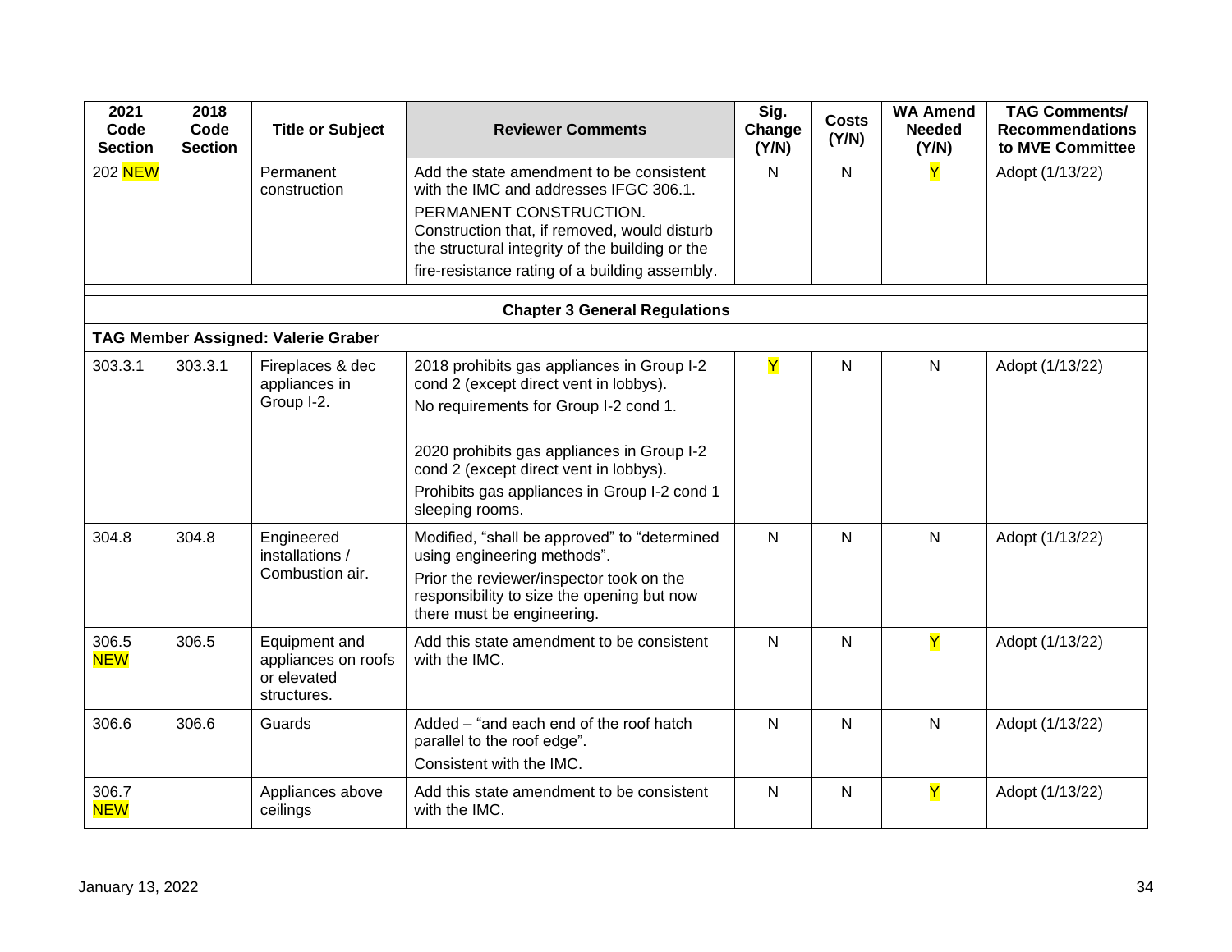| 2021 Code Section | 2018 Code Section | Title or Subject | Reviewer Comments | Sig. Change (Y/N) | Costs (Y/N) | WA Amend Needed (Y/N) | TAG Comments/ Recommendations to MVE Committee |
|---|---|---|---|---|---|---|---|
| 202 NEW | | Permanent construction | Add the state amendment to be consistent with the IMC and addresses IFGC 306.1.<br>PERMANENT CONSTRUCTION. Construction that, if removed, would disturb the structural integrity of the building or the fire-resistance rating of a building assembly. | N | N | Y | Adopt (1/13/22) |
| | | | | | | | |
| **Chapter 3 General Regulations** | | | | | | | |
| **TAG Member Assigned: Valerie Graber** | | | | | | | |
| 303.3.1 | 303.3.1 | Fireplaces & dec appliances in Group I-2. | 2018 prohibits gas appliances in Group I-2 cond 2 (except direct vent in lobbys).<br>No requirements for Group I-2 cond 1.<br><br>2020 prohibits gas appliances in Group I-2 cond 2 (except direct vent in lobbys).<br>Prohibits gas appliances in Group I-2 cond 1 sleeping rooms. | Y | N | N | Adopt (1/13/22) |
| 304.8 | 304.8 | Engineered installations / Combustion air. | Modified, "shall be approved" to "determined using engineering methods".<br>Prior the reviewer/inspector took on the responsibility to size the opening but now there must be engineering. | N | N | N | Adopt (1/13/22) |
| 306.5 NEW | 306.5 | Equipment and appliances on roofs or elevated structures. | Add this state amendment to be consistent with the IMC. | N | N | Y | Adopt (1/13/22) |
| 306.6 | 306.6 | Guards | Added – "and each end of the roof hatch parallel to the roof edge".<br>Consistent with the IMC. | N | N | N | Adopt (1/13/22) |
| 306.7 NEW | | Appliances above ceilings | Add this state amendment to be consistent with the IMC. | N | N | Y | Adopt (1/13/22) |

January 13, 2022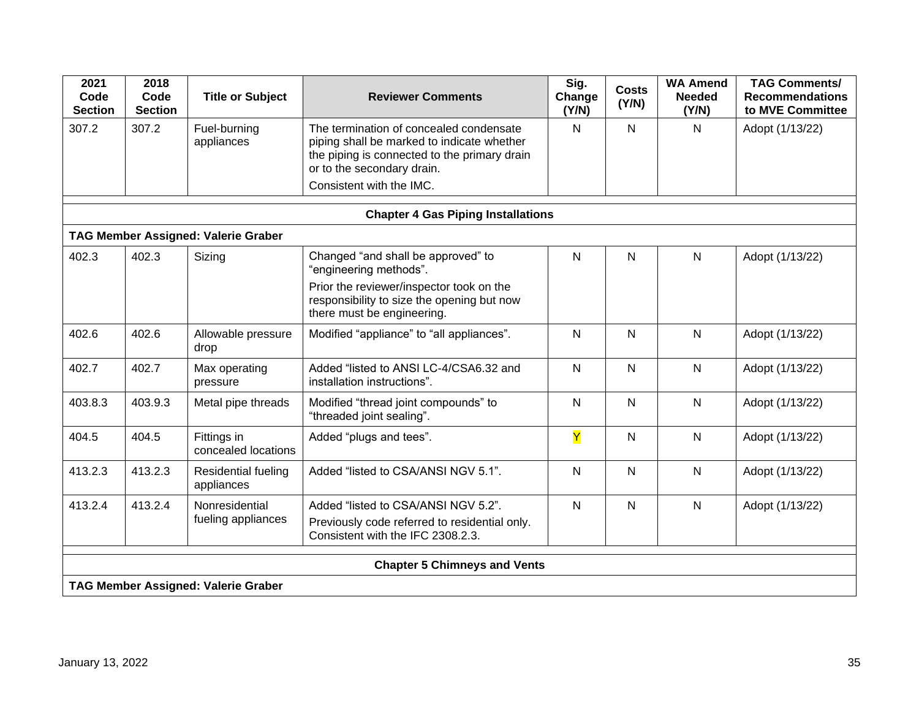| 2021 Code Section | 2018 Code Section | Title or Subject | Reviewer Comments | Sig. Change (Y/N) | Costs (Y/N) | WA Amend Needed (Y/N) | TAG Comments/ Recommendations to MVE Committee |
|---|---|---|---|---|---|---|---|
| 307.2 | 307.2 | Fuel-burning appliances | The termination of concealed condensate piping shall be marked to indicate whether the piping is connected to the primary drain or to the secondary drain. Consistent with the IMC. | N | N | N | Adopt (1/13/22) |
| | | | **Chapter 4 Gas Piping Installations** | | | | |
| **TAG Member Assigned: Valerie Graber** | | | | | | | |
| 402.3 | 402.3 | Sizing | Changed "and shall be approved" to "engineering methods". Prior the reviewer/inspector took on the responsibility to size the opening but now there must be engineering. | N | N | N | Adopt (1/13/22) |
| 402.6 | 402.6 | Allowable pressure drop | Modified "appliance" to "all appliances". | N | N | N | Adopt (1/13/22) |
| 402.7 | 402.7 | Max operating pressure | Added "listed to ANSI LC-4/CSA6.32 and installation instructions". | N | N | N | Adopt (1/13/22) |
| 403.8.3 | 403.9.3 | Metal pipe threads | Modified "thread joint compounds" to "threaded joint sealing". | N | N | N | Adopt (1/13/22) |
| 404.5 | 404.5 | Fittings in concealed locations | Added "plugs and tees". | Y | N | N | Adopt (1/13/22) |
| 413.2.3 | 413.2.3 | Residential fueling appliances | Added "listed to CSA/ANSI NGV 5.1". | N | N | N | Adopt (1/13/22) |
| 413.2.4 | 413.2.4 | Nonresidential fueling appliances | Added "listed to CSA/ANSI NGV 5.2". Previously code referred to residential only. Consistent with the IFC 2308.2.3. | N | N | N | Adopt (1/13/22) |
| | | | **Chapter 5 Chimneys and Vents** | | | | |
| **TAG Member Assigned: Valerie Graber** | | | | | | | |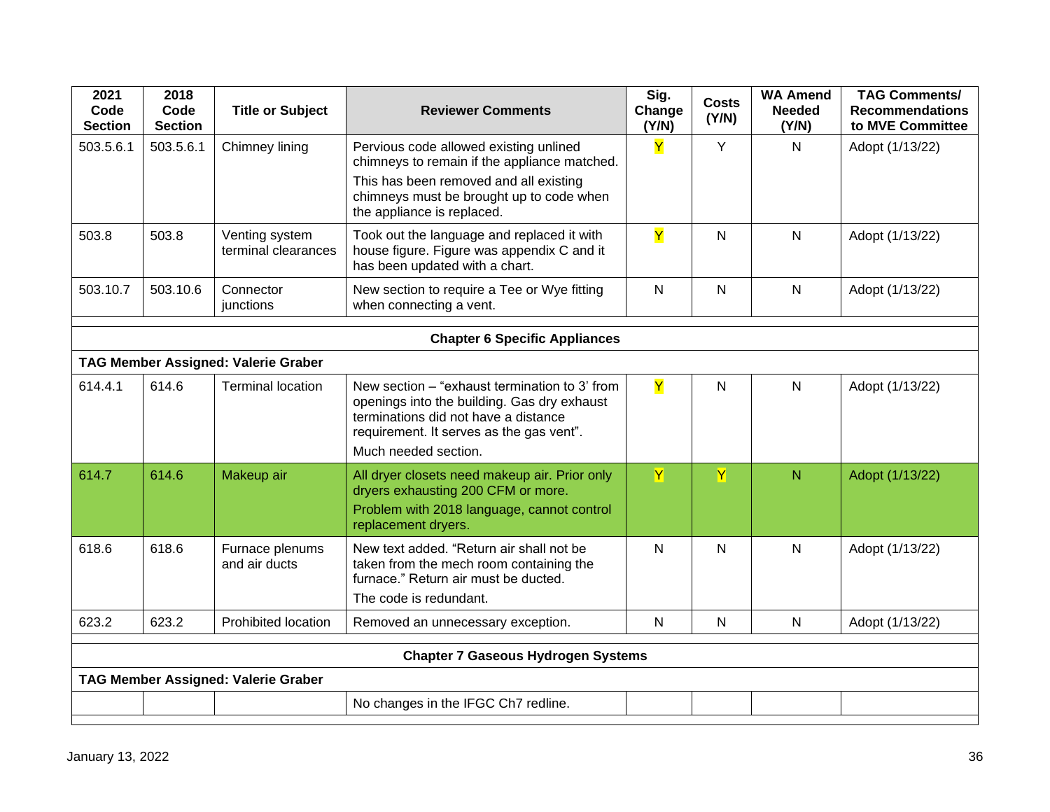| 2021 Code Section | 2018 Code Section | Title or Subject | Reviewer Comments | Sig. Change (Y/N) | Costs (Y/N) | WA Amend Needed (Y/N) | TAG Comments/ Recommendations to MVE Committee |
|---|---|---|---|---|---|---|---|
| 503.5.6.1 | 503.5.6.1 | Chimney lining | Pervious code allowed existing unlined chimneys to remain if the appliance matched. This has been removed and all existing chimneys must be brought up to code when the appliance is replaced. | Y | Y | N | Adopt (1/13/22) |
| 503.8 | 503.8 | Venting system terminal clearances | Took out the language and replaced it with house figure. Figure was appendix C and it has been updated with a chart. | Y | N | N | Adopt (1/13/22) |
| 503.10.7 | 503.10.6 | Connector junctions | New section to require a Tee or Wye fitting when connecting a vent. | N | N | N | Adopt (1/13/22) |
| | | | | | | | |
| **Chapter 6 Specific Appliances** | | | | | | | |
| **TAG Member Assigned: Valerie Graber** | | | | | | | |
| 614.4.1 | 614.6 | Terminal location | New section – "exhaust termination to 3' from openings into the building. Gas dry exhaust terminations did not have a distance requirement. It serves as the gas vent". Much needed section. | Y | N | N | Adopt (1/13/22) |
| 614.7 | 614.6 | Makeup air | All dryer closets need makeup air. Prior only dryers exhausting 200 CFM or more. Problem with 2018 language, cannot control replacement dryers. | Y | Y | N | Adopt (1/13/22) |
| 618.6 | 618.6 | Furnace plenums and air ducts | New text added. "Return air shall not be taken from the mech room containing the furnace." Return air must be ducted. The code is redundant. | N | N | N | Adopt (1/13/22) |
| 623.2 | 623.2 | Prohibited location | Removed an unnecessary exception. | N | N | N | Adopt (1/13/22) |
| | | | | | | | |
| **Chapter 7 Gaseous Hydrogen Systems** | | | | | | | |
| **TAG Member Assigned: Valerie Graber** | | | | | | | |
| | | | No changes in the IFGC Ch7 redline. | | | | |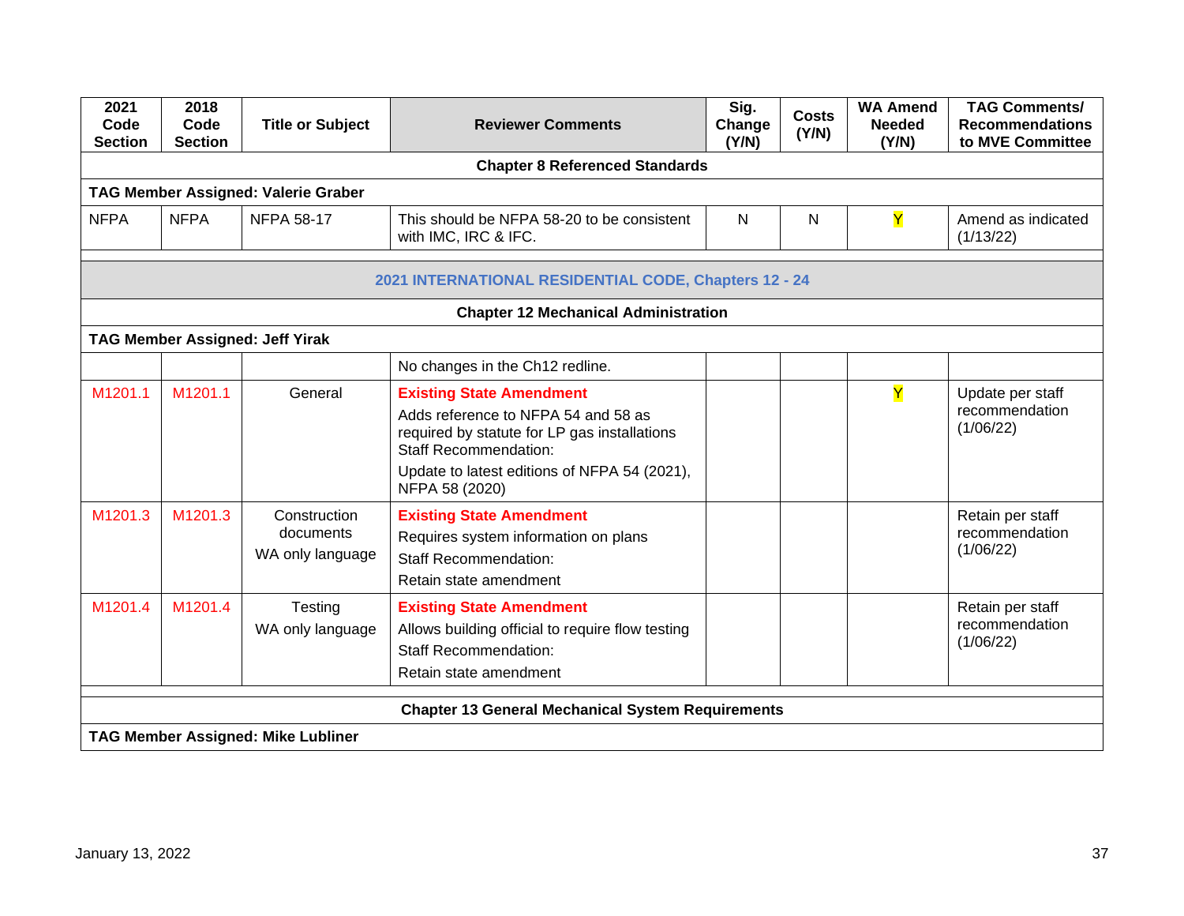| 2021 Code Section | 2018 Code Section | Title or Subject | Reviewer Comments | Sig. Change (Y/N) | Costs (Y/N) | WA Amend Needed (Y/N) | TAG Comments/ Recommendations to MVE Committee |
|---|---|---|---|---|---|---|---|
| **Chapter 8 Referenced Standards** | | | | | | | |
| **TAG Member Assigned: Valerie Graber** | | | | | | | |
| NFPA | NFPA | NFPA 58-17 | This should be NFPA 58-20 to be consistent with IMC, IRC & IFC. | N | N | Y | Amend as indicated (1/13/22) |
| | | | | | | | |
| **2021 INTERNATIONAL RESIDENTIAL CODE, Chapters 12 - 24** | | | | | | | |
| **Chapter 12 Mechanical Administration** | | | | | | | |
| **TAG Member Assigned: Jeff Yirak** | | | | | | | |
| | | | No changes in the Ch12 redline. | | | | |
| M1201.1 | M1201.1 | General | **Existing State Amendment** Adds reference to NFPA 54 and 58 as required by statute for LP gas installations Staff Recommendation: Update to latest editions of NFPA 54 (2021), NFPA 58 (2020) | | | Y | Update per staff recommendation (1/06/22) |
| M1201.3 | M1201.3 | Construction documents WA only language | **Existing State Amendment** Requires system information on plans Staff Recommendation: Retain state amendment | | | | Retain per staff recommendation (1/06/22) |
| M1201.4 | M1201.4 | Testing WA only language | **Existing State Amendment** Allows building official to require flow testing Staff Recommendation: Retain state amendment | | | | Retain per staff recommendation (1/06/22) |
| | | | | | | | |
| **Chapter 13 General Mechanical System Requirements** | | | | | | | |
| **TAG Member Assigned: Mike Lubliner** | | | | | | | |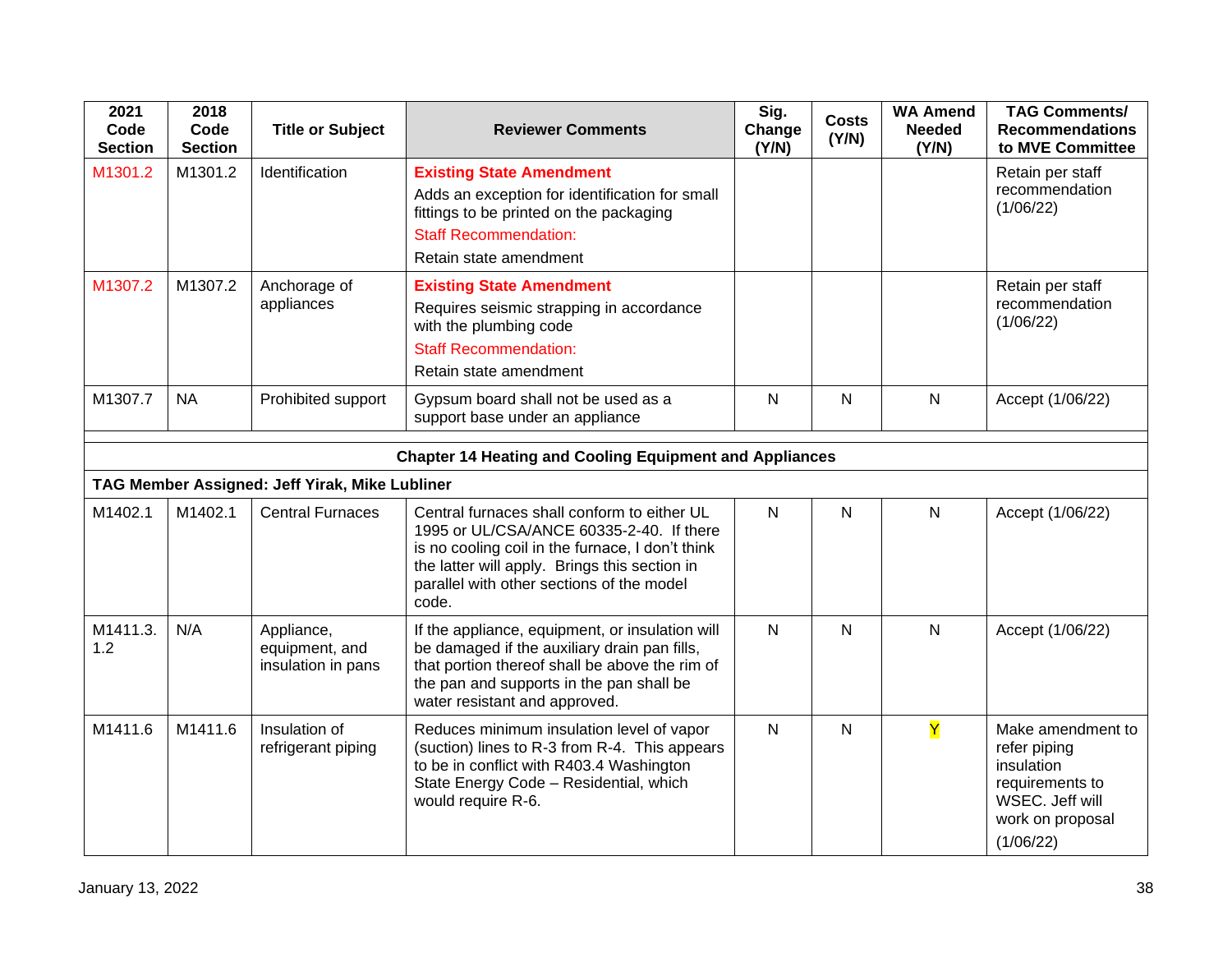| 2021 Code Section | 2018 Code Section | Title or Subject | Reviewer Comments | Sig. Change (Y/N) | Costs (Y/N) | WA Amend Needed (Y/N) | TAG Comments/ Recommendations to MVE Committee |
|---|---|---|---|---|---|---|---|
| M1301.2 | M1301.2 | Identification | **Existing State Amendment** Adds an exception for identification for small fittings to be printed on the packaging Staff Recommendation: Retain state amendment | | | | Retain per staff recommendation (1/06/22) |
| M1307.2 | M1307.2 | Anchorage of appliances | **Existing State Amendment** Requires seismic strapping in accordance with the plumbing code Staff Recommendation: Retain state amendment | | | | Retain per staff recommendation (1/06/22) |
| M1307.7 | NA | Prohibited support | Gypsum board shall not be used as a support base under an appliance | N | N | N | Accept (1/06/22) |
| | | | | | | | |
| | | | **Chapter 14 Heating and Cooling Equipment and Appliances** | | | | |
| **TAG Member Assigned: Jeff Yirak, Mike Lubliner** | | | | | | | |
| M1402.1 | M1402.1 | Central Furnaces | Central furnaces shall conform to either UL 1995 or UL/CSA/ANCE 60335-2-40. If there is no cooling coil in the furnace, I don't think the latter will apply. Brings this section in parallel with other sections of the model code. | N | N | N | Accept (1/06/22) |
| M1411.3.1.2 | N/A | Appliance, equipment, and insulation in pans | If the appliance, equipment, or insulation will be damaged if the auxiliary drain pan fills, that portion thereof shall be above the rim of the pan and supports in the pan shall be water resistant and approved. | N | N | N | Accept (1/06/22) |
| M1411.6 | M1411.6 | Insulation of refrigerant piping | Reduces minimum insulation level of vapor (suction) lines to R-3 from R-4. This appears to be in conflict with R403.4 Washington State Energy Code – Residential, which would require R-6. | N | N | Y | Make amendment to refer piping insulation requirements to WSEC. Jeff will work on proposal (1/06/22) |

January 13, 2022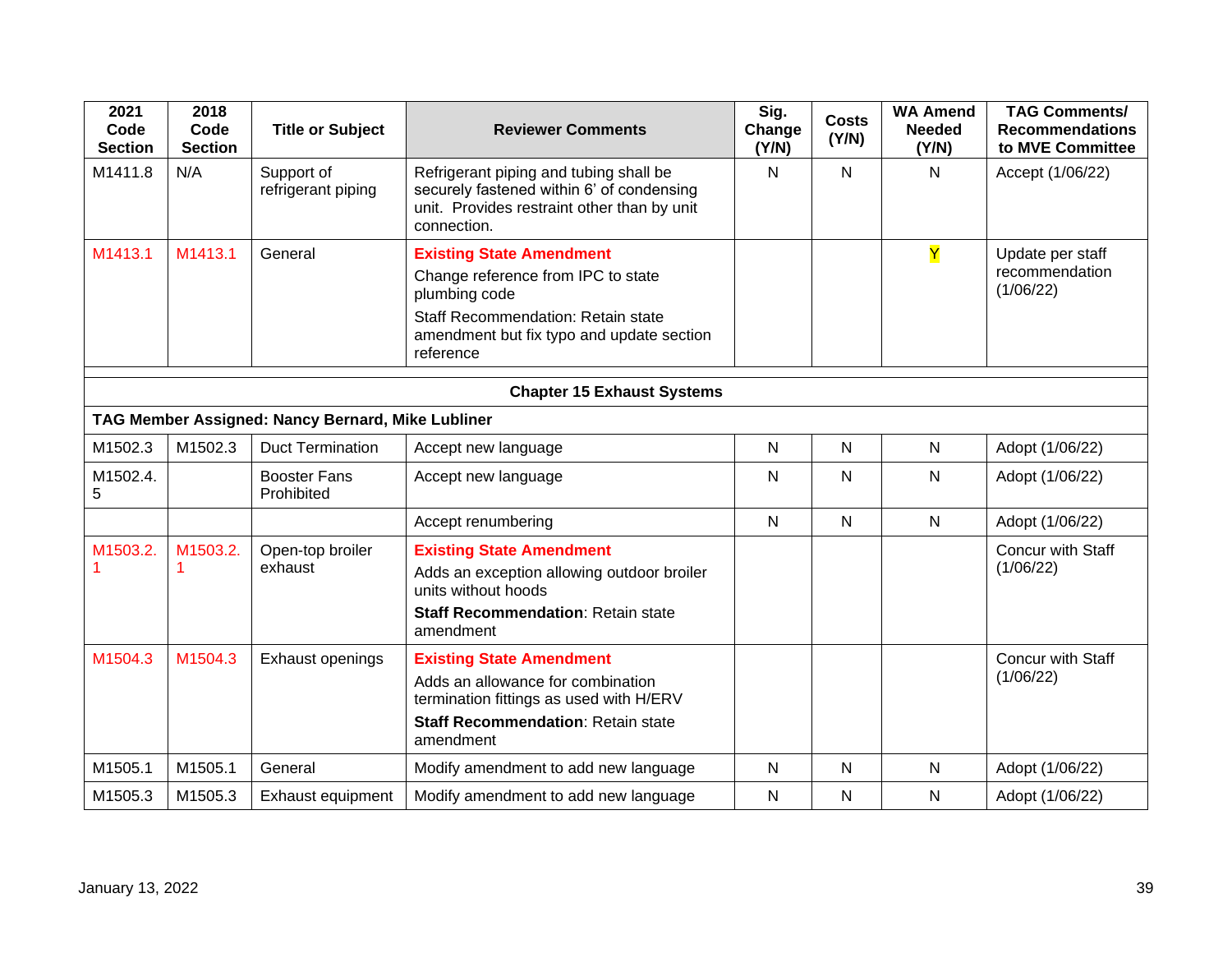| 2021 Code Section | 2018 Code Section | Title or Subject | Reviewer Comments | Sig. Change (Y/N) | Costs (Y/N) | WA Amend Needed (Y/N) | TAG Comments/ Recommendations to MVE Committee |
|---|---|---|---|---|---|---|---|
| M1411.8 | N/A | Support of refrigerant piping | Refrigerant piping and tubing shall be securely fastened within 6' of condensing unit. Provides restraint other than by unit connection. | N | N | N | Accept (1/06/22) |
| M1413.1 | M1413.1 | General | **Existing State Amendment**<br>Change reference from IPC to state plumbing code<br>Staff Recommendation: Retain state amendment but fix typo and update section reference | | | Y | Update per staff recommendation (1/06/22) |
| | | | | | | | |
| **Chapter 15 Exhaust Systems** | | | | | | | |
| **TAG Member Assigned: Nancy Bernard, Mike Lubliner** | | | | | | | |
| M1502.3 | M1502.3 | Duct Termination | Accept new language | N | N | N | Adopt (1/06/22) |
| M1502.4.5 | | Booster Fans Prohibited | Accept new language | N | N | N | Adopt (1/06/22) |
| | | | Accept renumbering | N | N | N | Adopt (1/06/22) |
| M1503.2.1 | M1503.2.1 | Open-top broiler exhaust | **Existing State Amendment**<br>Adds an exception allowing outdoor broiler units without hoods<br>**Staff Recommendation**: Retain state amendment | | | | Concur with Staff (1/06/22) |
| M1504.3 | M1504.3 | Exhaust openings | **Existing State Amendment**<br>Adds an allowance for combination termination fittings as used with H/ERV<br>**Staff Recommendation**: Retain state amendment | | | | Concur with Staff (1/06/22) |
| M1505.1 | M1505.1 | General | Modify amendment to add new language | N | N | N | Adopt (1/06/22) |
| M1505.3 | M1505.3 | Exhaust equipment | Modify amendment to add new language | N | N | N | Adopt (1/06/22) |

January 13, 2022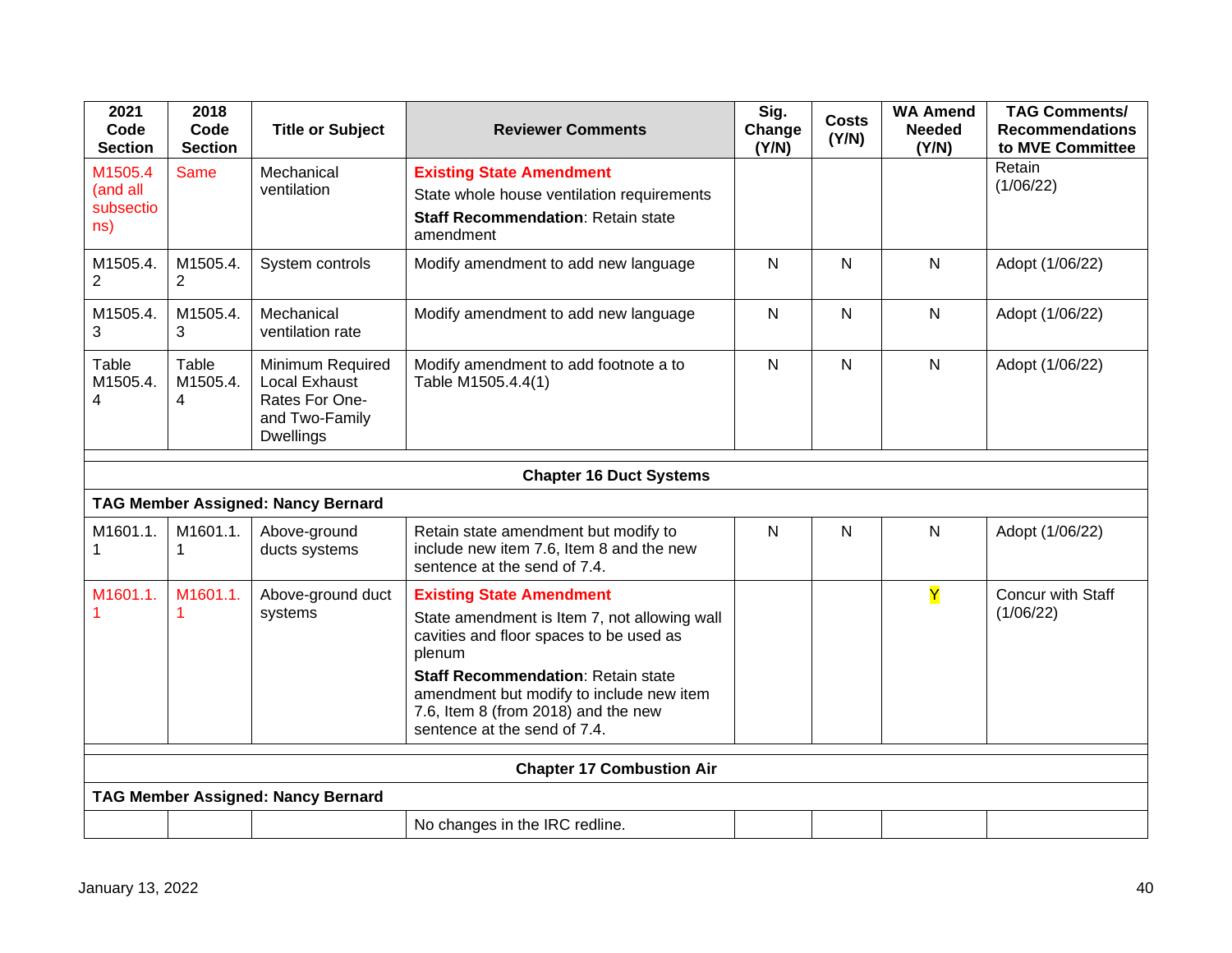| 2021 Code Section | 2018 Code Section | Title or Subject | Reviewer Comments | Sig. Change (Y/N) | Costs (Y/N) | WA Amend Needed (Y/N) | TAG Comments/ Recommendations to MVE Committee |
|---|---|---|---|---|---|---|---|
| M1505.4 (and all subsections) | Same | Mechanical ventilation | **Existing State Amendment** State whole house ventilation requirements **Staff Recommendation**: Retain state amendment | | | | Retain (1/06/22) |
| M1505.4.2 | M1505.4.2 | System controls | Modify amendment to add new language | N | N | N | Adopt (1/06/22) |
| M1505.4.3 | M1505.4.3 | Mechanical ventilation rate | Modify amendment to add new language | N | N | N | Adopt (1/06/22) |
| Table M1505.4.4 | Table M1505.4.4 | Minimum Required Local Exhaust Rates For One- and Two-Family Dwellings | Modify amendment to add footnote a to Table M1505.4.4(1) | N | N | N | Adopt (1/06/22) |
| | | | | | | | |
| **Chapter 16 Duct Systems** | | | | | | | |
| **TAG Member Assigned: Nancy Bernard** | | | | | | | |
| M1601.1.1 | M1601.1.1 | Above-ground ducts systems | Retain state amendment but modify to include new item 7.6, Item 8 and the new sentence at the send of 7.4. | N | N | N | Adopt (1/06/22) |
| M1601.1.1 | M1601.1.1 | Above-ground duct systems | **Existing State Amendment** State amendment is Item 7, not allowing wall cavities and floor spaces to be used as plenum **Staff Recommendation**: Retain state amendment but modify to include new item 7.6, Item 8 (from 2018) and the new sentence at the send of 7.4. | | | Y | Concur with Staff (1/06/22) |
| | | | | | | | |
| **Chapter 17 Combustion Air** | | | | | | | |
| **TAG Member Assigned: Nancy Bernard** | | | | | | | |
| | | | No changes in the IRC redline. | | | | |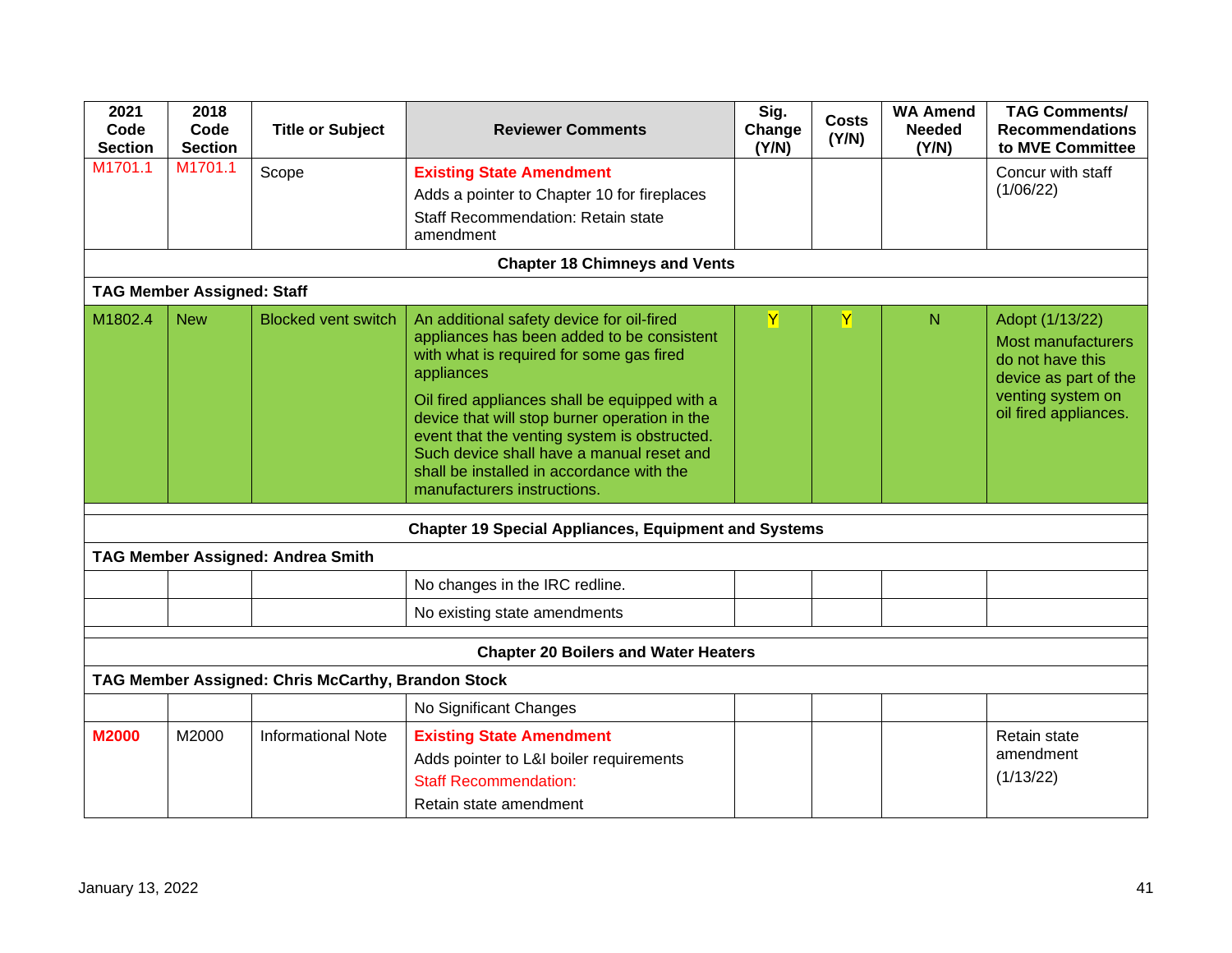| 2021 Code Section | 2018 Code Section | Title or Subject | Reviewer Comments | Sig. Change (Y/N) | Costs (Y/N) | WA Amend Needed (Y/N) | TAG Comments/ Recommendations to MVE Committee |
|---|---|---|---|---|---|---|---|
| M1701.1 | M1701.1 | Scope | **Existing State Amendment**<br>Adds a pointer to Chapter 10 for fireplaces<br>Staff Recommendation: Retain state amendment | | | | Concur with staff (1/06/22) |
| **Chapter 18 Chimneys and Vents** | | | | | | | |
| **TAG Member Assigned: Staff** | | | | | | | |
| M1802.4 | New | Blocked vent switch | An additional safety device for oil-fired appliances has been added to be consistent with what is required for some gas fired appliances<br>Oil fired appliances shall be equipped with a device that will stop burner operation in the event that the venting system is obstructed. Such device shall have a manual reset and shall be installed in accordance with the manufacturers instructions. | Y | Y | N | Adopt (1/13/22)<br>Most manufacturers do not have this device as part of the venting system on oil fired appliances. |
| **Chapter 19 Special Appliances, Equipment and Systems** | | | | | | | |
| **TAG Member Assigned: Andrea Smith** | | | | | | | |
| | | | No changes in the IRC redline. | | | | |
| | | | No existing state amendments | | | | |
| **Chapter 20 Boilers and Water Heaters** | | | | | | | |
| **TAG Member Assigned: Chris McCarthy, Brandon Stock** | | | | | | | |
| | | | No Significant Changes | | | | |
| **M2000** | M2000 | Informational Note | **Existing State Amendment**<br>Adds pointer to L&I boiler requirements<br>Staff Recommendation:<br>Retain state amendment | | | | Retain state amendment<br>(1/13/22) |

January 13, 2022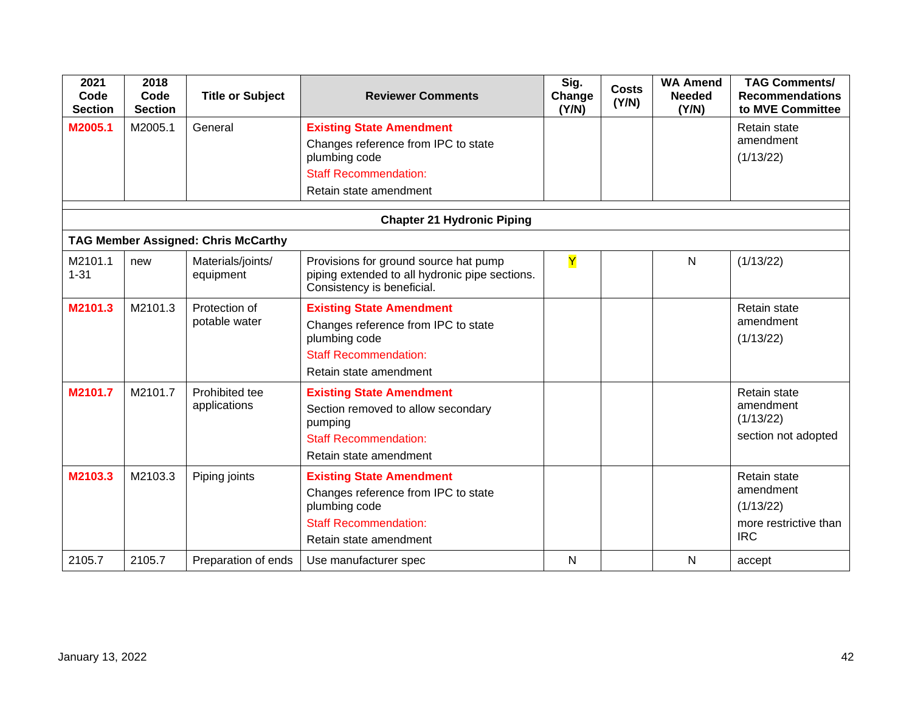| 2021 Code Section | 2018 Code Section | Title or Subject | Reviewer Comments | Sig. Change (Y/N) | Costs (Y/N) | WA Amend Needed (Y/N) | TAG Comments/ Recommendations to MVE Committee |
|---|---|---|---|---|---|---|---|
| **M2005.1** | M2005.1 | General | **Existing State Amendment** Changes reference from IPC to state plumbing code Staff Recommendation: Retain state amendment | | | | Retain state amendment (1/13/22) |
| | | | | | | | |
| | | | **Chapter 21 Hydronic Piping** | | | | |
| **TAG Member Assigned: Chris McCarthy** | | | | | | | |
| M2101.1 1-31 | new | Materials/joints/ equipment | Provisions for ground source hat pump piping extended to all hydronic pipe sections. Consistency is beneficial. | Y | | N | (1/13/22) |
| **M2101.3** | M2101.3 | Protection of potable water | **Existing State Amendment** Changes reference from IPC to state plumbing code Staff Recommendation: Retain state amendment | | | | Retain state amendment (1/13/22) |
| **M2101.7** | M2101.7 | Prohibited tee applications | **Existing State Amendment** Section removed to allow secondary pumping Staff Recommendation: Retain state amendment | | | | Retain state amendment (1/13/22) section not adopted |
| **M2103.3** | M2103.3 | Piping joints | **Existing State Amendment** Changes reference from IPC to state plumbing code Staff Recommendation: Retain state amendment | | | | Retain state amendment (1/13/22) more restrictive than IRC |
| 2105.7 | 2105.7 | Preparation of ends | Use manufacturer spec | N | | N | accept |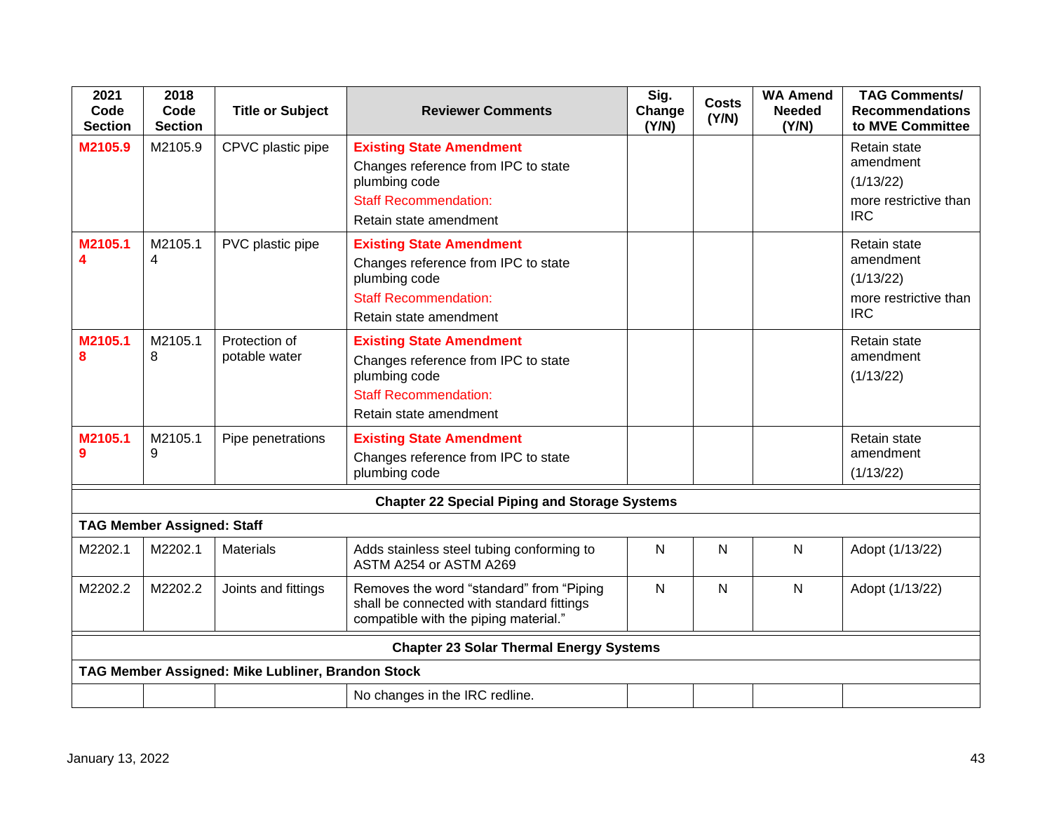| 2021 Code Section | 2018 Code Section | Title or Subject | Reviewer Comments | Sig. Change (Y/N) | Costs (Y/N) | WA Amend Needed (Y/N) | TAG Comments/ Recommendations to MVE Committee |
|---|---|---|---|---|---|---|---|
| **M2105.9** | M2105.9 | CPVC plastic pipe | **Existing State Amendment** Changes reference from IPC to state plumbing code Staff Recommendation: Retain state amendment | | | | Retain state amendment (1/13/22) more restrictive than IRC |
| **M2105.14** | M2105.14 | PVC plastic pipe | **Existing State Amendment** Changes reference from IPC to state plumbing code Staff Recommendation: Retain state amendment | | | | Retain state amendment (1/13/22) more restrictive than IRC |
| **M2105.18** | M2105.18 | Protection of potable water | **Existing State Amendment** Changes reference from IPC to state plumbing code Staff Recommendation: Retain state amendment | | | | Retain state amendment (1/13/22) |
| **M2105.19** | M2105.19 | Pipe penetrations | **Existing State Amendment** Changes reference from IPC to state plumbing code | | | | Retain state amendment (1/13/22) |
| **Chapter 22 Special Piping and Storage Systems** | | | | | | | |
| **TAG Member Assigned: Staff** | | | | | | | |
| M2202.1 | M2202.1 | Materials | Adds stainless steel tubing conforming to ASTM A254 or ASTM A269 | N | N | N | Adopt (1/13/22) |
| M2202.2 | M2202.2 | Joints and fittings | Removes the word “standard” from “Piping shall be connected with standard fittings compatible with the piping material.” | N | N | N | Adopt (1/13/22) |
| **Chapter 23 Solar Thermal Energy Systems** | | | | | | | |
| **TAG Member Assigned: Mike Lubliner, Brandon Stock** | | | | | | | |
| | | | No changes in the IRC redline. | | | | |

January 13, 2022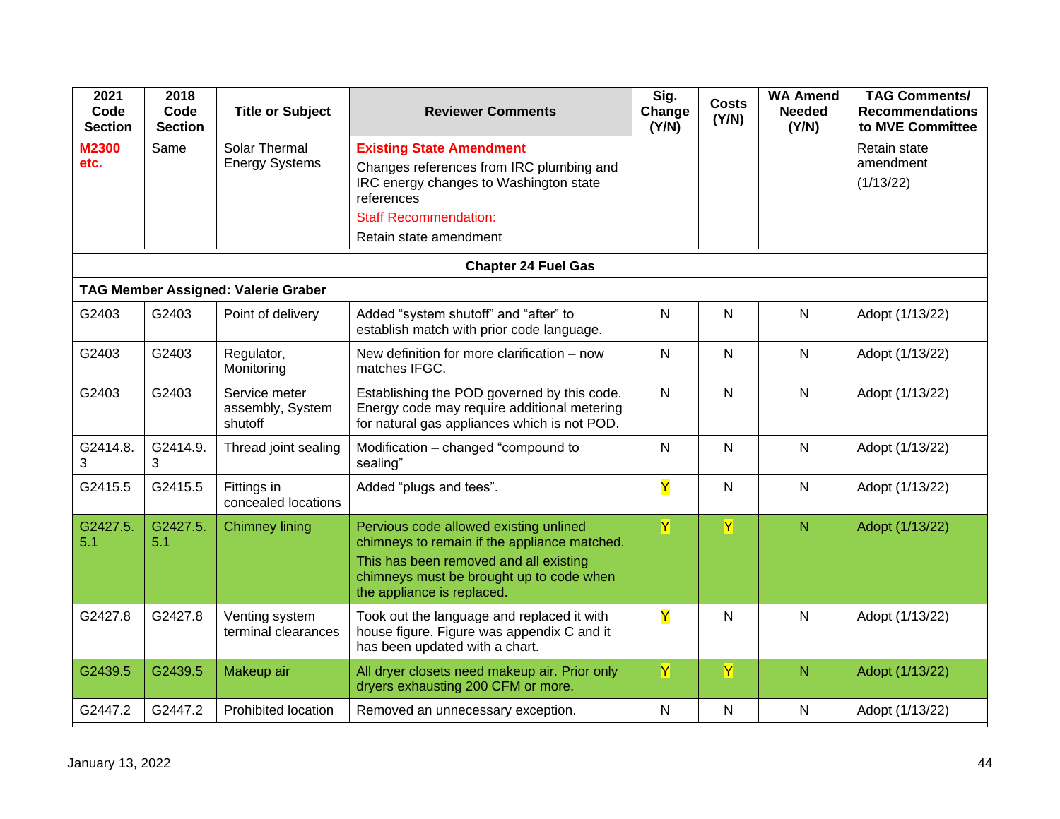| 2021 Code Section | 2018 Code Section | Title or Subject | Reviewer Comments | Sig. Change (Y/N) | Costs (Y/N) | WA Amend Needed (Y/N) | TAG Comments/ Recommendations to MVE Committee |
|---|---|---|---|---|---|---|---|
| **M2300 etc.** | Same | Solar Thermal Energy Systems | **Existing State Amendment** Changes references from IRC plumbing and IRC energy changes to Washington state references Staff Recommendation: Retain state amendment | | | | Retain state amendment (1/13/22) |
| **Chapter 24 Fuel Gas** | | | | | | | |
| **TAG Member Assigned: Valerie Graber** | | | | | | | |
| G2403 | G2403 | Point of delivery | Added "system shutoff" and "after" to establish match with prior code language. | N | N | N | Adopt (1/13/22) |
| G2403 | G2403 | Regulator, Monitoring | New definition for more clarification – now matches IFGC. | N | N | N | Adopt (1/13/22) |
| G2403 | G2403 | Service meter assembly, System shutoff | Establishing the POD governed by this code. Energy code may require additional metering for natural gas appliances which is not POD. | N | N | N | Adopt (1/13/22) |
| G2414.8.3 | G2414.9.3 | Thread joint sealing | Modification – changed "compound to sealing" | N | N | N | Adopt (1/13/22) |
| G2415.5 | G2415.5 | Fittings in concealed locations | Added "plugs and tees". | Y | N | N | Adopt (1/13/22) |
| G2427.5.5.1 | G2427.5.5.1 | Chimney lining | Pervious code allowed existing unlined chimneys to remain if the appliance matched. This has been removed and all existing chimneys must be brought up to code when the appliance is replaced. | Y | Y | N | Adopt (1/13/22) |
| G2427.8 | G2427.8 | Venting system terminal clearances | Took out the language and replaced it with house figure. Figure was appendix C and it has been updated with a chart. | Y | N | N | Adopt (1/13/22) |
| G2439.5 | G2439.5 | Makeup air | All dryer closets need makeup air. Prior only dryers exhausting 200 CFM or more. | Y | Y | N | Adopt (1/13/22) |
| G2447.2 | G2447.2 | Prohibited location | Removed an unnecessary exception. | N | N | N | Adopt (1/13/22) |

January 13, 2022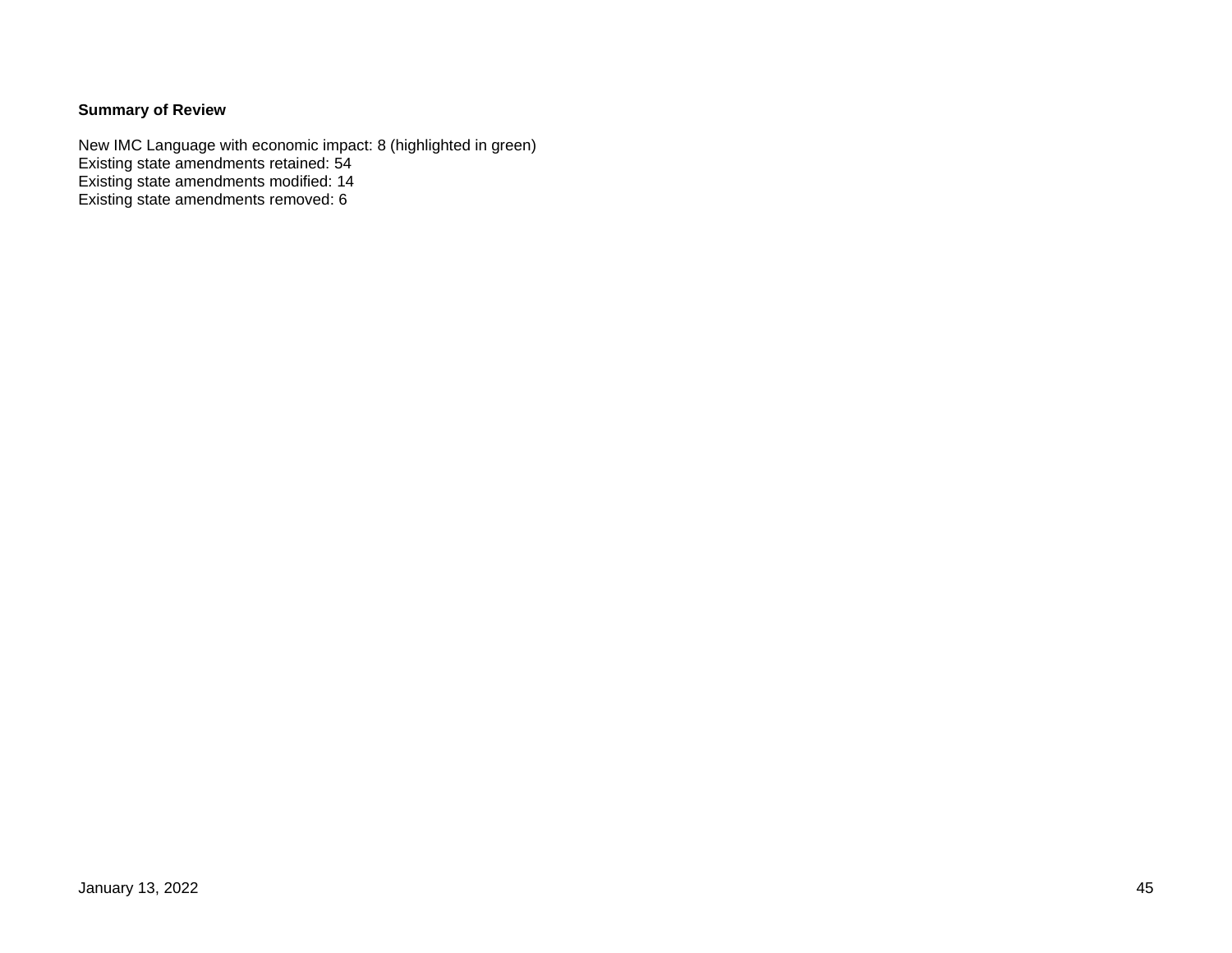**Summary of Review**

New IMC Language with economic impact: 8 (highlighted in green)
Existing state amendments retained: 54
Existing state amendments modified: 14
Existing state amendments removed: 6